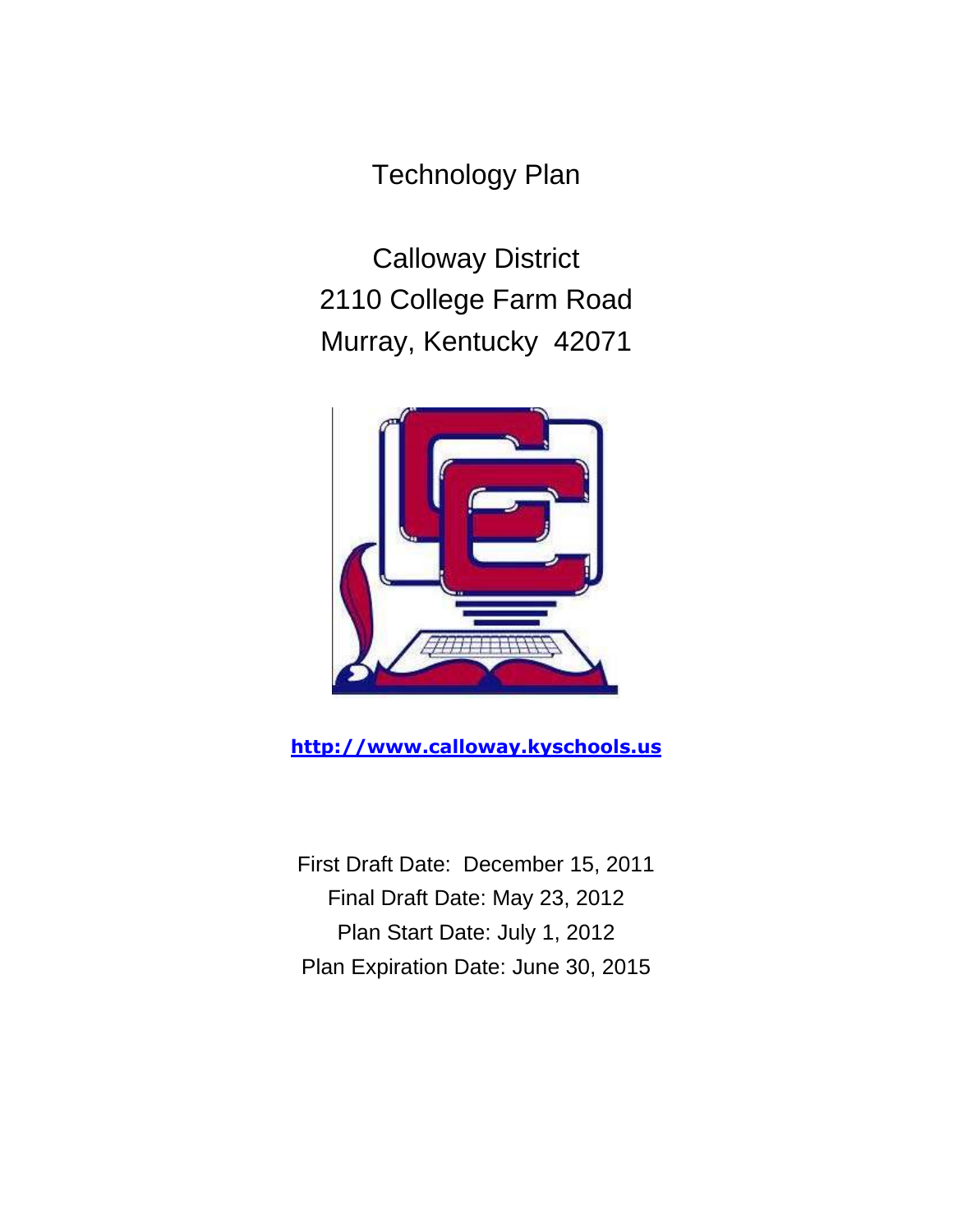# Technology Plan

## Calloway District
2110 College Farm Road
Murray, Kentucky 42071

**http://www.calloway.kyschools.us**

First Draft Date: December 15, 2011

Final Draft Date: May 23, 2012

Plan Start Date: July 1, 2012

Plan Expiration Date: June 30, 2015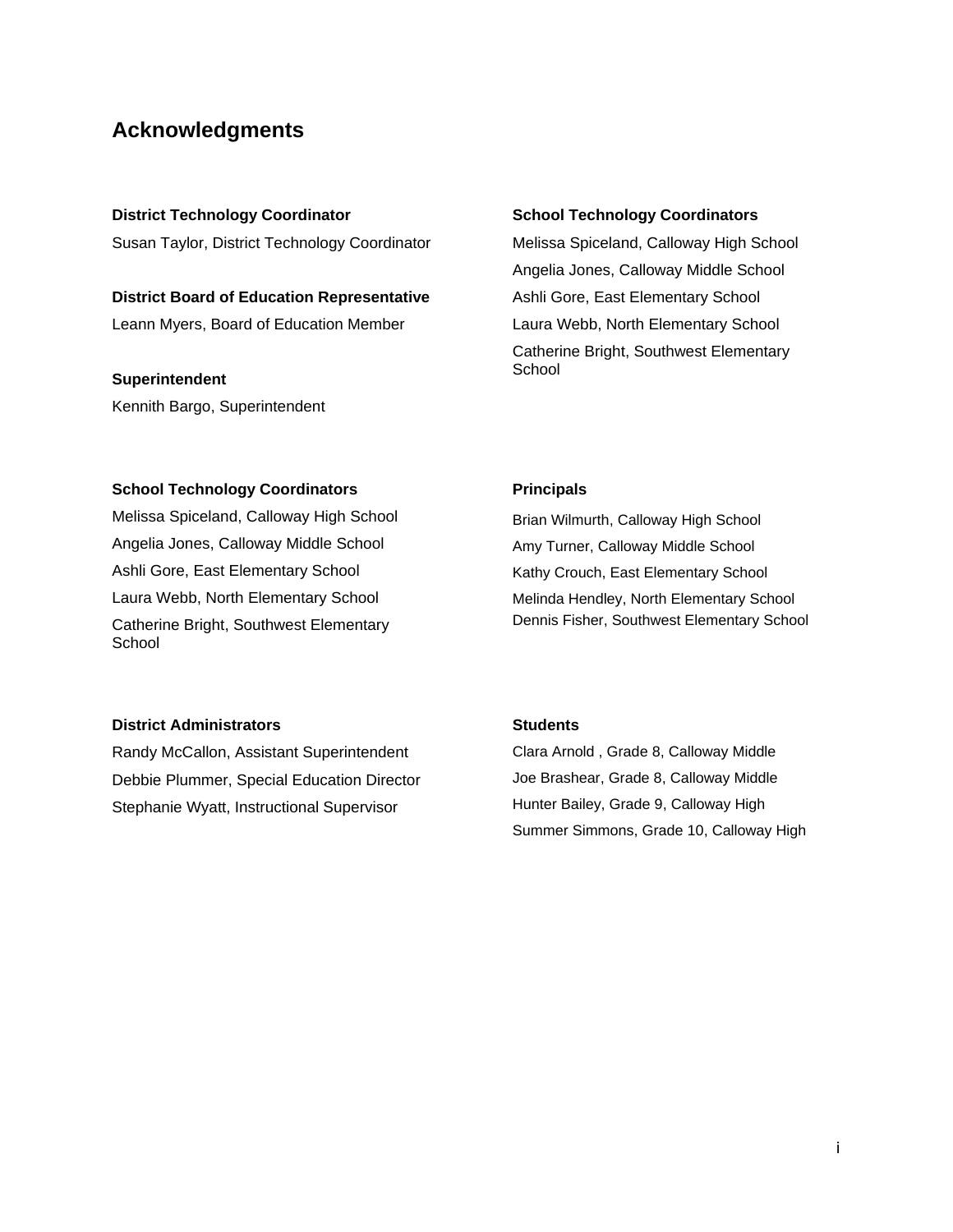## Acknowledgments

**District Technology Coordinator**

Susan Taylor, District Technology Coordinator

**District Board of Education Representative**

Leann Myers, Board of Education Member

**Superintendent**

Kennith Bargo, Superintendent

**School Technology Coordinators**

Melissa Spiceland, Calloway High School

Angelia Jones, Calloway Middle School

Ashli Gore, East Elementary School

Laura Webb, North Elementary School

Catherine Bright, Southwest Elementary School

**School Technology Coordinators**

Melissa Spiceland, Calloway High School

Angelia Jones, Calloway Middle School

Ashli Gore, East Elementary School

Laura Webb, North Elementary School

Catherine Bright, Southwest Elementary School

**Principals**

Brian Wilmurth, Calloway High School

Amy Turner, Calloway Middle School

Kathy Crouch, East Elementary School

Melinda Hendley, North Elementary School

Dennis Fisher, Southwest Elementary School

**District Administrators**

Randy McCallon, Assistant Superintendent

Debbie Plummer, Special Education Director

Stephanie Wyatt, Instructional Supervisor

**Students**

Clara Arnold , Grade 8, Calloway Middle

Joe Brashear, Grade 8, Calloway Middle

Hunter Bailey, Grade 9, Calloway High

Summer Simmons, Grade 10, Calloway High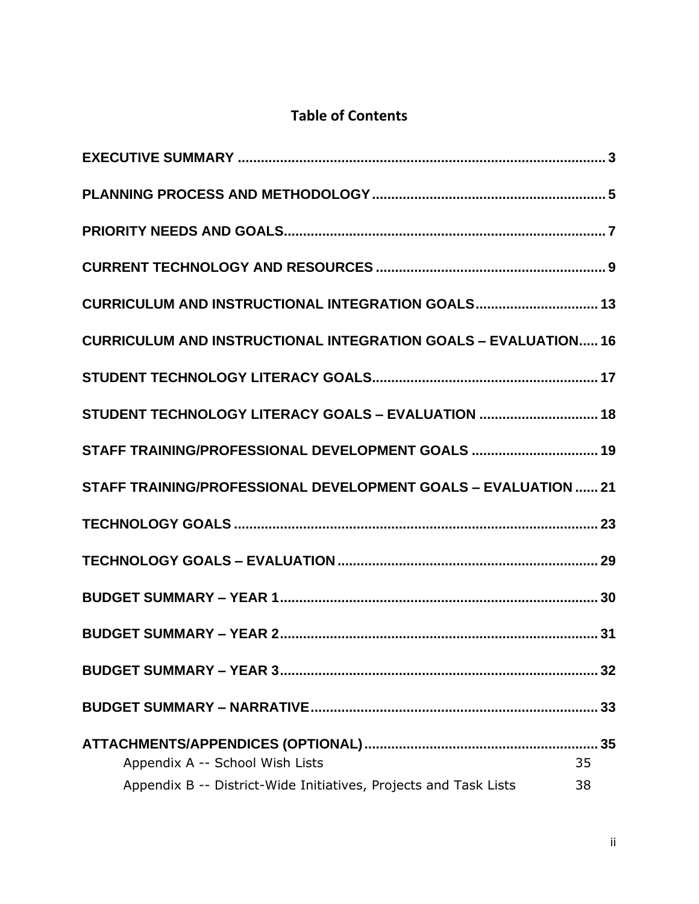# Table of Contents

**EXECUTIVE SUMMARY** ........................................................................................ **3**

**PLANNING PROCESS AND METHODOLOGY** ............................................................ **5**

**PRIORITY NEEDS AND GOALS** ................................................................................... **7**

**CURRENT TECHNOLOGY AND RESOURCES** ........................................................... **9**

**CURRICULUM AND INSTRUCTIONAL INTEGRATION GOALS** ................................ **13**

**CURRICULUM AND INSTRUCTIONAL INTEGRATION GOALS – EVALUATION** ..... **16**

**STUDENT TECHNOLOGY LITERACY GOALS** ........................................................... **17**

**STUDENT TECHNOLOGY LITERACY GOALS – EVALUATION** ................................ **18**

**STAFF TRAINING/PROFESSIONAL DEVELOPMENT GOALS** ................................. **19**

**STAFF TRAINING/PROFESSIONAL DEVELOPMENT GOALS – EVALUATION** ...... **21**

**TECHNOLOGY GOALS** .............................................................................................. **23**

**TECHNOLOGY GOALS – EVALUATION** .................................................................... **29**

**BUDGET SUMMARY – YEAR 1** ................................................................................... **30**

**BUDGET SUMMARY – YEAR 2** ................................................................................... **31**

**BUDGET SUMMARY – YEAR 3** ................................................................................... **32**

**BUDGET SUMMARY – NARRATIVE** ........................................................................... **33**

**ATTACHMENTS/APPENDICES (OPTIONAL)** ............................................................ **35**

Appendix A -- School Wish Lists 35

Appendix B -- District-Wide Initiatives, Projects and Task Lists 38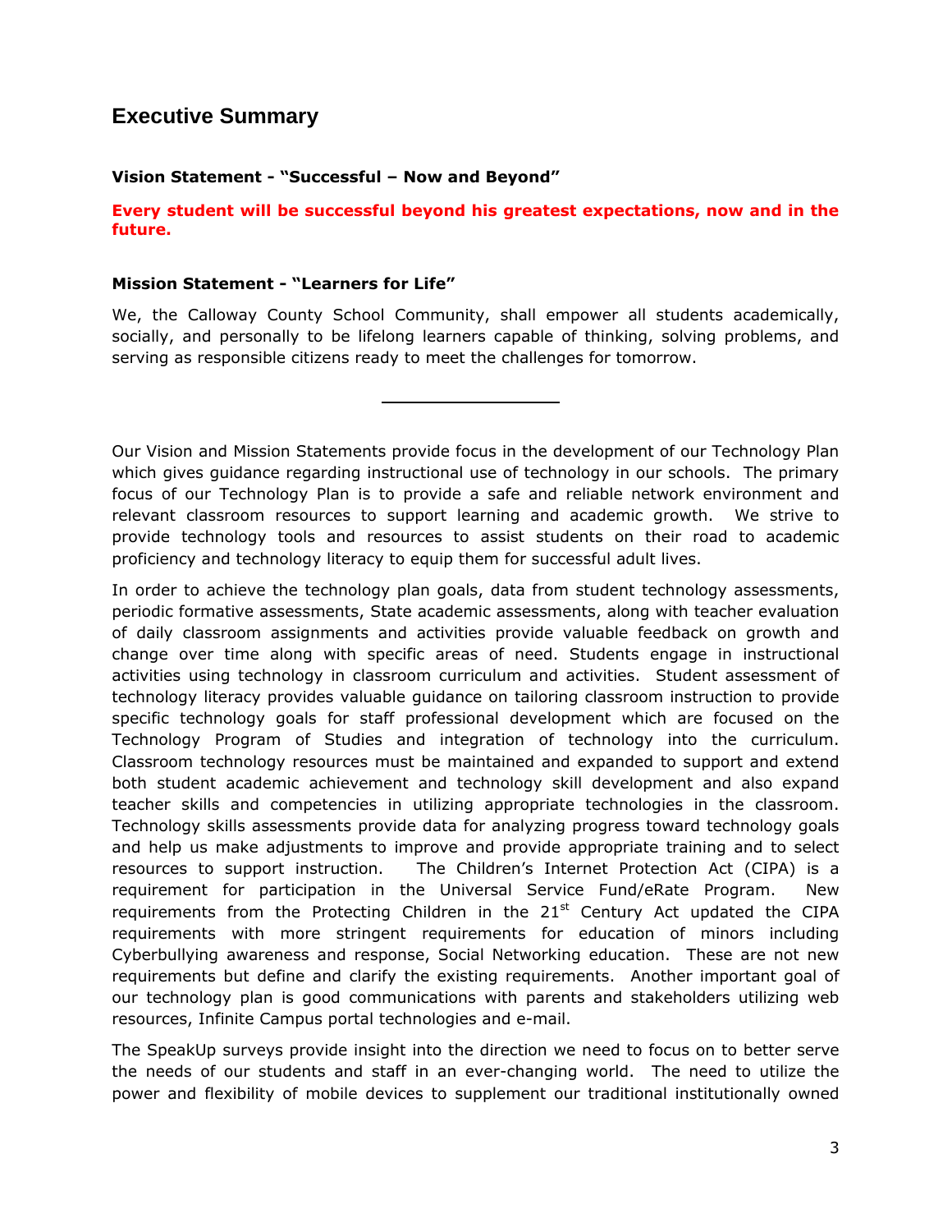## Executive Summary

**Vision Statement - "Successful – Now and Beyond"**

**Every student will be successful beyond his greatest expectations, now and in the future.**

**Mission Statement - "Learners for Life"**

We, the Calloway County School Community, shall empower all students academically, socially, and personally to be lifelong learners capable of thinking, solving problems, and serving as responsible citizens ready to meet the challenges for tomorrow.

---

Our Vision and Mission Statements provide focus in the development of our Technology Plan which gives guidance regarding instructional use of technology in our schools. The primary focus of our Technology Plan is to provide a safe and reliable network environment and relevant classroom resources to support learning and academic growth. We strive to provide technology tools and resources to assist students on their road to academic proficiency and technology literacy to equip them for successful adult lives.

In order to achieve the technology plan goals, data from student technology assessments, periodic formative assessments, State academic assessments, along with teacher evaluation of daily classroom assignments and activities provide valuable feedback on growth and change over time along with specific areas of need. Students engage in instructional activities using technology in classroom curriculum and activities. Student assessment of technology literacy provides valuable guidance on tailoring classroom instruction to provide specific technology goals for staff professional development which are focused on the Technology Program of Studies and integration of technology into the curriculum. Classroom technology resources must be maintained and expanded to support and extend both student academic achievement and technology skill development and also expand teacher skills and competencies in utilizing appropriate technologies in the classroom. Technology skills assessments provide data for analyzing progress toward technology goals and help us make adjustments to improve and provide appropriate training and to select resources to support instruction. The Children's Internet Protection Act (CIPA) is a requirement for participation in the Universal Service Fund/eRate Program. New requirements from the Protecting Children in the 21st Century Act updated the CIPA requirements with more stringent requirements for education of minors including Cyberbullying awareness and response, Social Networking education. These are not new requirements but define and clarify the existing requirements. Another important goal of our technology plan is good communications with parents and stakeholders utilizing web resources, Infinite Campus portal technologies and e-mail.

The SpeakUp surveys provide insight into the direction we need to focus on to better serve the needs of our students and staff in an ever-changing world. The need to utilize the power and flexibility of mobile devices to supplement our traditional institutionally owned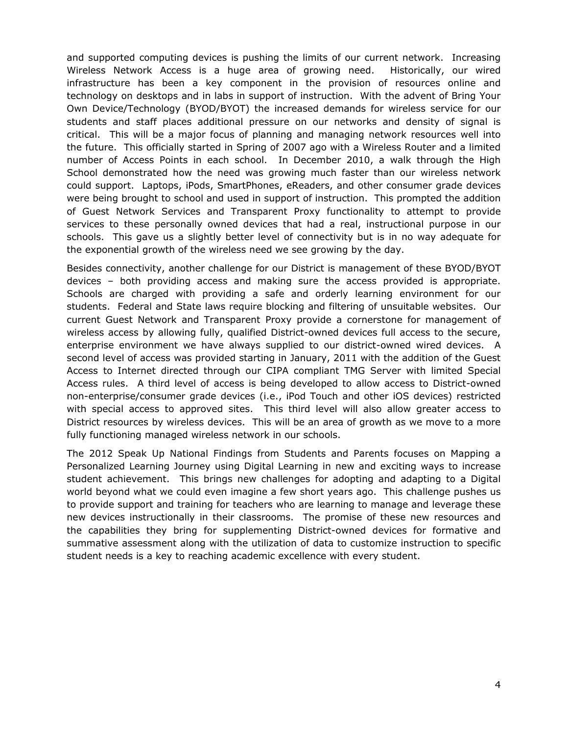and supported computing devices is pushing the limits of our current network. Increasing Wireless Network Access is a huge area of growing need. Historically, our wired infrastructure has been a key component in the provision of resources online and technology on desktops and in labs in support of instruction. With the advent of Bring Your Own Device/Technology (BYOD/BYOT) the increased demands for wireless service for our students and staff places additional pressure on our networks and density of signal is critical. This will be a major focus of planning and managing network resources well into the future. This officially started in Spring of 2007 ago with a Wireless Router and a limited number of Access Points in each school. In December 2010, a walk through the High School demonstrated how the need was growing much faster than our wireless network could support. Laptops, iPods, SmartPhones, eReaders, and other consumer grade devices were being brought to school and used in support of instruction. This prompted the addition of Guest Network Services and Transparent Proxy functionality to attempt to provide services to these personally owned devices that had a real, instructional purpose in our schools. This gave us a slightly better level of connectivity but is in no way adequate for the exponential growth of the wireless need we see growing by the day.

Besides connectivity, another challenge for our District is management of these BYOD/BYOT devices – both providing access and making sure the access provided is appropriate. Schools are charged with providing a safe and orderly learning environment for our students. Federal and State laws require blocking and filtering of unsuitable websites. Our current Guest Network and Transparent Proxy provide a cornerstone for management of wireless access by allowing fully, qualified District-owned devices full access to the secure, enterprise environment we have always supplied to our district-owned wired devices. A second level of access was provided starting in January, 2011 with the addition of the Guest Access to Internet directed through our CIPA compliant TMG Server with limited Special Access rules. A third level of access is being developed to allow access to District-owned non-enterprise/consumer grade devices (i.e., iPod Touch and other iOS devices) restricted with special access to approved sites. This third level will also allow greater access to District resources by wireless devices. This will be an area of growth as we move to a more fully functioning managed wireless network in our schools.

The 2012 Speak Up National Findings from Students and Parents focuses on Mapping a Personalized Learning Journey using Digital Learning in new and exciting ways to increase student achievement. This brings new challenges for adopting and adapting to a Digital world beyond what we could even imagine a few short years ago. This challenge pushes us to provide support and training for teachers who are learning to manage and leverage these new devices instructionally in their classrooms. The promise of these new resources and the capabilities they bring for supplementing District-owned devices for formative and summative assessment along with the utilization of data to customize instruction to specific student needs is a key to reaching academic excellence with every student.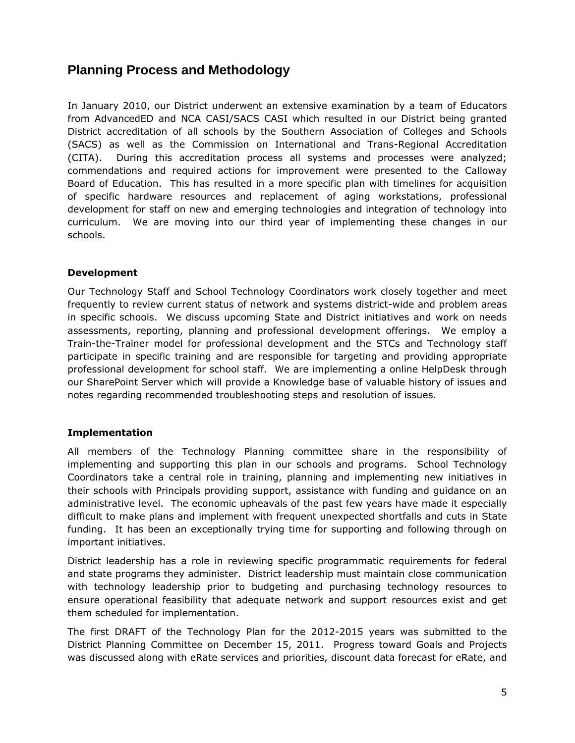## Planning Process and Methodology

In January 2010, our District underwent an extensive examination by a team of Educators from AdvancedED and NCA CASI/SACS CASI which resulted in our District being granted District accreditation of all schools by the Southern Association of Colleges and Schools (SACS) as well as the Commission on International and Trans-Regional Accreditation (CITA). During this accreditation process all systems and processes were analyzed; commendations and required actions for improvement were presented to the Calloway Board of Education. This has resulted in a more specific plan with timelines for acquisition of specific hardware resources and replacement of aging workstations, professional development for staff on new and emerging technologies and integration of technology into curriculum. We are moving into our third year of implementing these changes in our schools.

**Development**

Our Technology Staff and School Technology Coordinators work closely together and meet frequently to review current status of network and systems district-wide and problem areas in specific schools. We discuss upcoming State and District initiatives and work on needs assessments, reporting, planning and professional development offerings. We employ a Train-the-Trainer model for professional development and the STCs and Technology staff participate in specific training and are responsible for targeting and providing appropriate professional development for school staff. We are implementing a online HelpDesk through our SharePoint Server which will provide a Knowledge base of valuable history of issues and notes regarding recommended troubleshooting steps and resolution of issues.

**Implementation**

All members of the Technology Planning committee share in the responsibility of implementing and supporting this plan in our schools and programs. School Technology Coordinators take a central role in training, planning and implementing new initiatives in their schools with Principals providing support, assistance with funding and guidance on an administrative level. The economic upheavals of the past few years have made it especially difficult to make plans and implement with frequent unexpected shortfalls and cuts in State funding. It has been an exceptionally trying time for supporting and following through on important initiatives.

District leadership has a role in reviewing specific programmatic requirements for federal and state programs they administer. District leadership must maintain close communication with technology leadership prior to budgeting and purchasing technology resources to ensure operational feasibility that adequate network and support resources exist and get them scheduled for implementation.

The first DRAFT of the Technology Plan for the 2012-2015 years was submitted to the District Planning Committee on December 15, 2011. Progress toward Goals and Projects was discussed along with eRate services and priorities, discount data forecast for eRate, and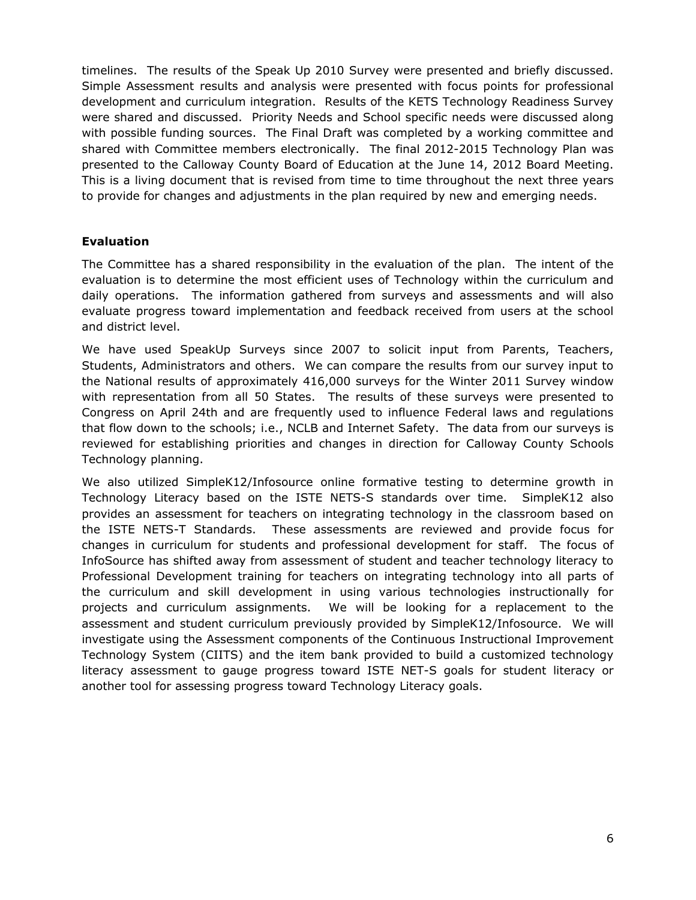timelines. The results of the Speak Up 2010 Survey were presented and briefly discussed. Simple Assessment results and analysis were presented with focus points for professional development and curriculum integration. Results of the KETS Technology Readiness Survey were shared and discussed. Priority Needs and School specific needs were discussed along with possible funding sources. The Final Draft was completed by a working committee and shared with Committee members electronically. The final 2012-2015 Technology Plan was presented to the Calloway County Board of Education at the June 14, 2012 Board Meeting. This is a living document that is revised from time to time throughout the next three years to provide for changes and adjustments in the plan required by new and emerging needs.

### Evaluation

The Committee has a shared responsibility in the evaluation of the plan. The intent of the evaluation is to determine the most efficient uses of Technology within the curriculum and daily operations. The information gathered from surveys and assessments and will also evaluate progress toward implementation and feedback received from users at the school and district level.

We have used SpeakUp Surveys since 2007 to solicit input from Parents, Teachers, Students, Administrators and others. We can compare the results from our survey input to the National results of approximately 416,000 surveys for the Winter 2011 Survey window with representation from all 50 States. The results of these surveys were presented to Congress on April 24th and are frequently used to influence Federal laws and regulations that flow down to the schools; i.e., NCLB and Internet Safety. The data from our surveys is reviewed for establishing priorities and changes in direction for Calloway County Schools Technology planning.

We also utilized SimpleK12/Infosource online formative testing to determine growth in Technology Literacy based on the ISTE NETS-S standards over time. SimpleK12 also provides an assessment for teachers on integrating technology in the classroom based on the ISTE NETS-T Standards. These assessments are reviewed and provide focus for changes in curriculum for students and professional development for staff. The focus of InfoSource has shifted away from assessment of student and teacher technology literacy to Professional Development training for teachers on integrating technology into all parts of the curriculum and skill development in using various technologies instructionally for projects and curriculum assignments. We will be looking for a replacement to the assessment and student curriculum previously provided by SimpleK12/Infosource. We will investigate using the Assessment components of the Continuous Instructional Improvement Technology System (CIITS) and the item bank provided to build a customized technology literacy assessment to gauge progress toward ISTE NET-S goals for student literacy or another tool for assessing progress toward Technology Literacy goals.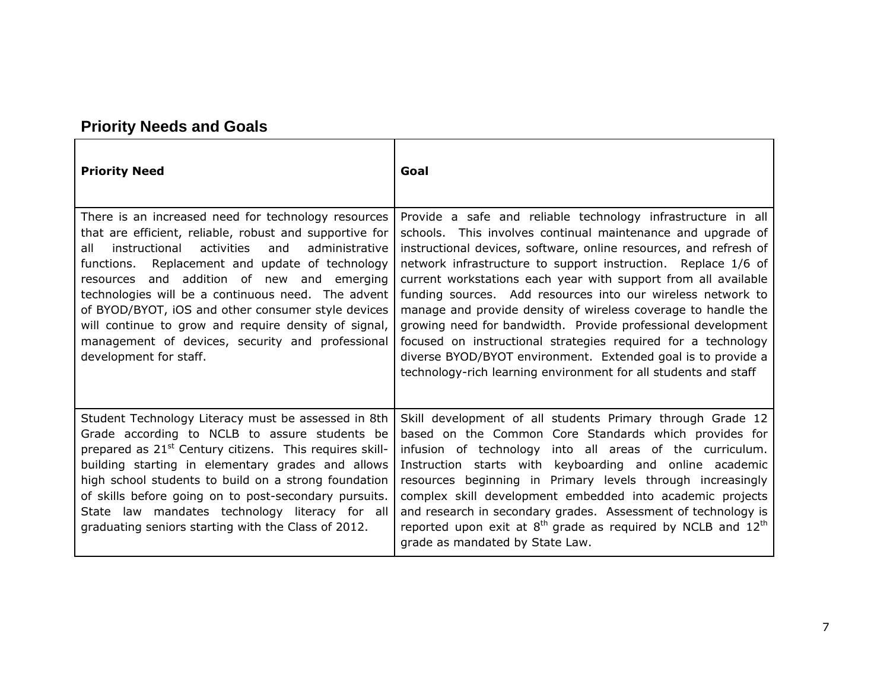## Priority Needs and Goals

| Priority Need | Goal |
|---|---|
| There is an increased need for technology resources that are efficient, reliable, robust and supportive for all instructional activities and administrative functions. Replacement and update of technology resources and addition of new and emerging technologies will be a continuous need. The advent of BYOD/BYOT, iOS and other consumer style devices will continue to grow and require density of signal, management of devices, security and professional development for staff. | Provide a safe and reliable technology infrastructure in all schools. This involves continual maintenance and upgrade of instructional devices, software, online resources, and refresh of network infrastructure to support instruction. Replace 1/6 of current workstations each year with support from all available funding sources. Add resources into our wireless network to manage and provide density of wireless coverage to handle the growing need for bandwidth. Provide professional development focused on instructional strategies required for a technology diverse BYOD/BYOT environment. Extended goal is to provide a technology-rich learning environment for all students and staff |
| Student Technology Literacy must be assessed in 8th Grade according to NCLB to assure students be prepared as 21st Century citizens. This requires skill-building starting in elementary grades and allows high school students to build on a strong foundation of skills before going on to post-secondary pursuits. State law mandates technology literacy for all graduating seniors starting with the Class of 2012. | Skill development of all students Primary through Grade 12 based on the Common Core Standards which provides for infusion of technology into all areas of the curriculum. Instruction starts with keyboarding and online academic resources beginning in Primary levels through increasingly complex skill development embedded into academic projects and research in secondary grades. Assessment of technology is reported upon exit at 8th grade as required by NCLB and 12th grade as mandated by State Law. |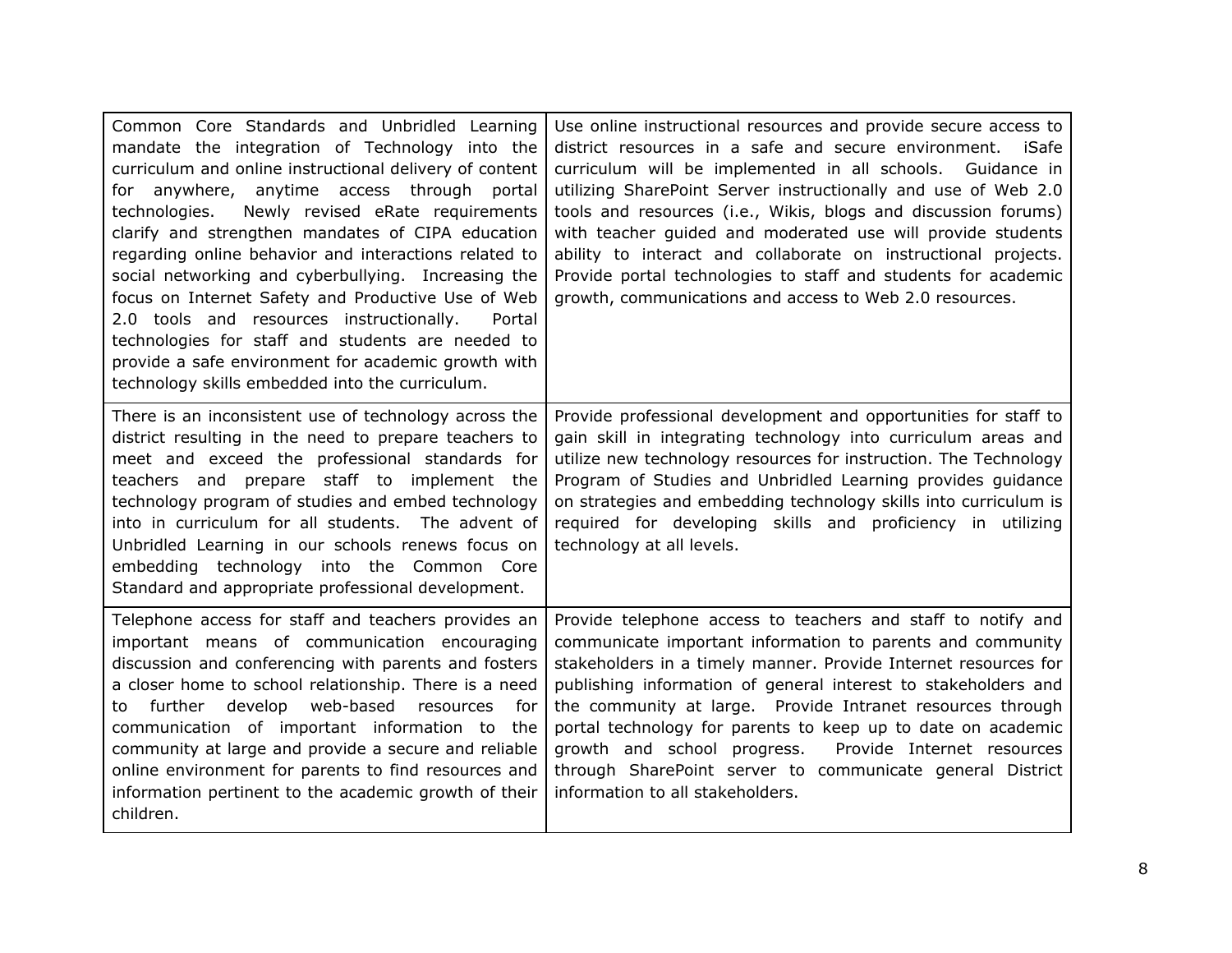| | |
|---|---|
| Common Core Standards and Unbridled Learning mandate the integration of Technology into the curriculum and online instructional delivery of content for anywhere, anytime access through portal technologies. Newly revised eRate requirements clarify and strengthen mandates of CIPA education regarding online behavior and interactions related to social networking and cyberbullying. Increasing the focus on Internet Safety and Productive Use of Web 2.0 tools and resources instructionally. Portal technologies for staff and students are needed to provide a safe environment for academic growth with technology skills embedded into the curriculum. | Use online instructional resources and provide secure access to district resources in a safe and secure environment. iSafe curriculum will be implemented in all schools. Guidance in utilizing SharePoint Server instructionally and use of Web 2.0 tools and resources (i.e., Wikis, blogs and discussion forums) with teacher guided and moderated use will provide students ability to interact and collaborate on instructional projects. Provide portal technologies to staff and students for academic growth, communications and access to Web 2.0 resources. |
| There is an inconsistent use of technology across the district resulting in the need to prepare teachers to meet and exceed the professional standards for teachers and prepare staff to implement the technology program of studies and embed technology into in curriculum for all students. The advent of Unbridled Learning in our schools renews focus on embedding technology into the Common Core Standard and appropriate professional development. | Provide professional development and opportunities for staff to gain skill in integrating technology into curriculum areas and utilize new technology resources for instruction. The Technology Program of Studies and Unbridled Learning provides guidance on strategies and embedding technology skills into curriculum is required for developing skills and proficiency in utilizing technology at all levels. |
| Telephone access for staff and teachers provides an important means of communication encouraging discussion and conferencing with parents and fosters a closer home to school relationship. There is a need to further develop web-based resources for communication of important information to the community at large and provide a secure and reliable online environment for parents to find resources and information pertinent to the academic growth of their children. | Provide telephone access to teachers and staff to notify and communicate important information to parents and community stakeholders in a timely manner. Provide Internet resources for publishing information of general interest to stakeholders and the community at large. Provide Intranet resources through portal technology for parents to keep up to date on academic growth and school progress. Provide Internet resources through SharePoint server to communicate general District information to all stakeholders. |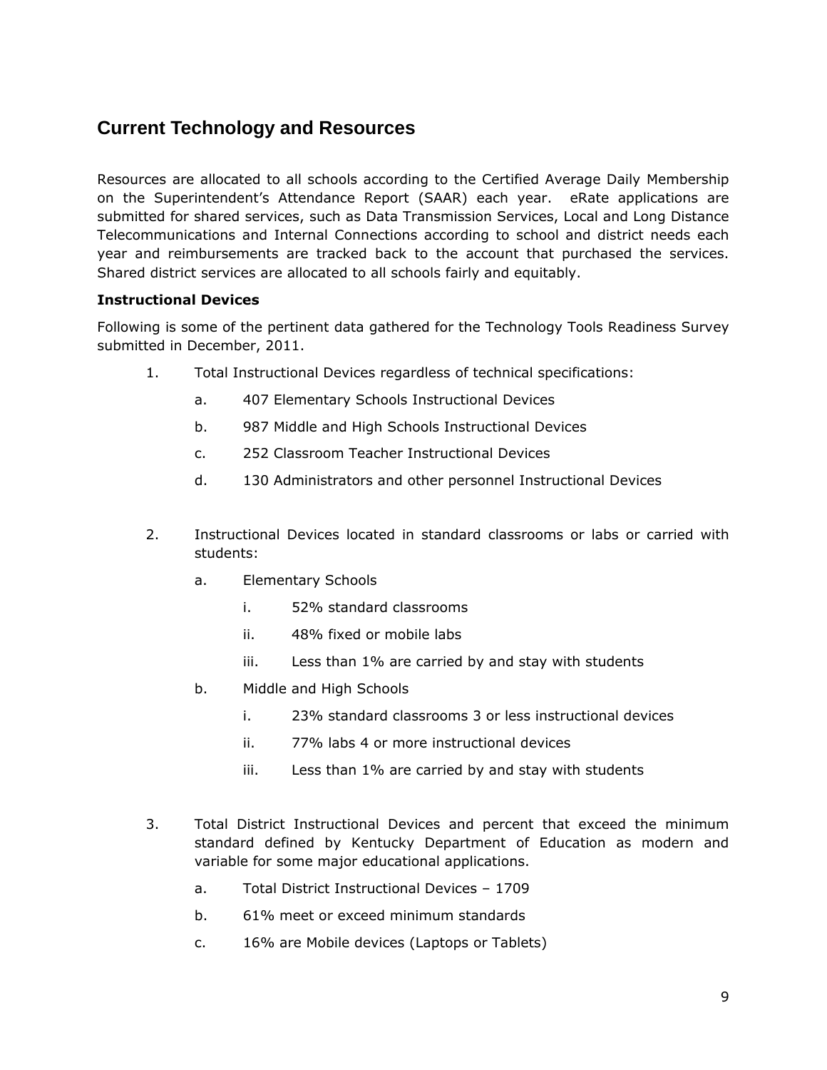## Current Technology and Resources

Resources are allocated to all schools according to the Certified Average Daily Membership on the Superintendent's Attendance Report (SAAR) each year. eRate applications are submitted for shared services, such as Data Transmission Services, Local and Long Distance Telecommunications and Internal Connections according to school and district needs each year and reimbursements are tracked back to the account that purchased the services. Shared district services are allocated to all schools fairly and equitably.

**Instructional Devices**

Following is some of the pertinent data gathered for the Technology Tools Readiness Survey submitted in December, 2011.

1. Total Instructional Devices regardless of technical specifications:
   a. 407 Elementary Schools Instructional Devices
   b. 987 Middle and High Schools Instructional Devices
   c. 252 Classroom Teacher Instructional Devices
   d. 130 Administrators and other personnel Instructional Devices

2. Instructional Devices located in standard classrooms or labs or carried with students:
   a. Elementary Schools
      i. 52% standard classrooms
      ii. 48% fixed or mobile labs
      iii. Less than 1% are carried by and stay with students
   b. Middle and High Schools
      i. 23% standard classrooms 3 or less instructional devices
      ii. 77% labs 4 or more instructional devices
      iii. Less than 1% are carried by and stay with students

3. Total District Instructional Devices and percent that exceed the minimum standard defined by Kentucky Department of Education as modern and variable for some major educational applications.
   a. Total District Instructional Devices – 1709
   b. 61% meet or exceed minimum standards
   c. 16% are Mobile devices (Laptops or Tablets)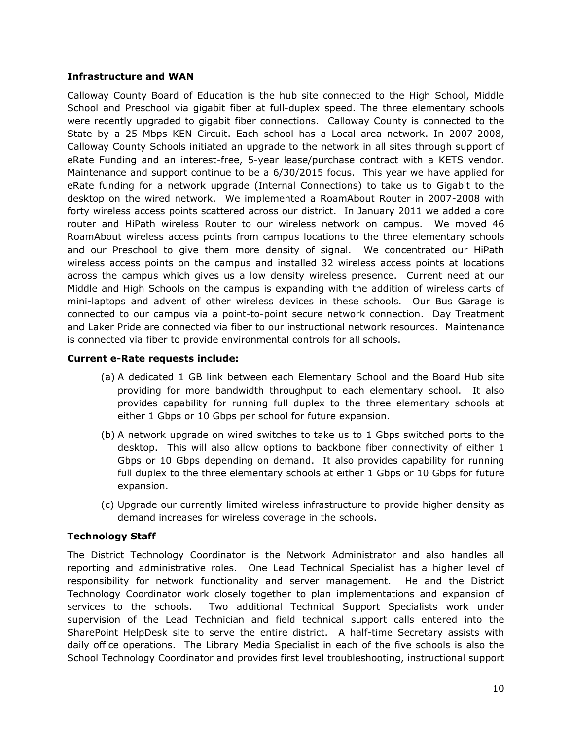**Infrastructure and WAN**

Calloway County Board of Education is the hub site connected to the High School, Middle School and Preschool via gigabit fiber at full-duplex speed. The three elementary schools were recently upgraded to gigabit fiber connections. Calloway County is connected to the State by a 25 Mbps KEN Circuit. Each school has a Local area network. In 2007-2008, Calloway County Schools initiated an upgrade to the network in all sites through support of eRate Funding and an interest-free, 5-year lease/purchase contract with a KETS vendor. Maintenance and support continue to be a 6/30/2015 focus. This year we have applied for eRate funding for a network upgrade (Internal Connections) to take us to Gigabit to the desktop on the wired network. We implemented a RoamAbout Router in 2007-2008 with forty wireless access points scattered across our district. In January 2011 we added a core router and HiPath wireless Router to our wireless network on campus. We moved 46 RoamAbout wireless access points from campus locations to the three elementary schools and our Preschool to give them more density of signal. We concentrated our HiPath wireless access points on the campus and installed 32 wireless access points at locations across the campus which gives us a low density wireless presence. Current need at our Middle and High Schools on the campus is expanding with the addition of wireless carts of mini-laptops and advent of other wireless devices in these schools. Our Bus Garage is connected to our campus via a point-to-point secure network connection. Day Treatment and Laker Pride are connected via fiber to our instructional network resources. Maintenance is connected via fiber to provide environmental controls for all schools.

**Current e-Rate requests include:**

(a) A dedicated 1 GB link between each Elementary School and the Board Hub site providing for more bandwidth throughput to each elementary school. It also provides capability for running full duplex to the three elementary schools at either 1 Gbps or 10 Gbps per school for future expansion.

(b) A network upgrade on wired switches to take us to 1 Gbps switched ports to the desktop. This will also allow options to backbone fiber connectivity of either 1 Gbps or 10 Gbps depending on demand. It also provides capability for running full duplex to the three elementary schools at either 1 Gbps or 10 Gbps for future expansion.

(c) Upgrade our currently limited wireless infrastructure to provide higher density as demand increases for wireless coverage in the schools.

**Technology Staff**

The District Technology Coordinator is the Network Administrator and also handles all reporting and administrative roles. One Lead Technical Specialist has a higher level of responsibility for network functionality and server management. He and the District Technology Coordinator work closely together to plan implementations and expansion of services to the schools. Two additional Technical Support Specialists work under supervision of the Lead Technician and field technical support calls entered into the SharePoint HelpDesk site to serve the entire district. A half-time Secretary assists with daily office operations. The Library Media Specialist in each of the five schools is also the School Technology Coordinator and provides first level troubleshooting, instructional support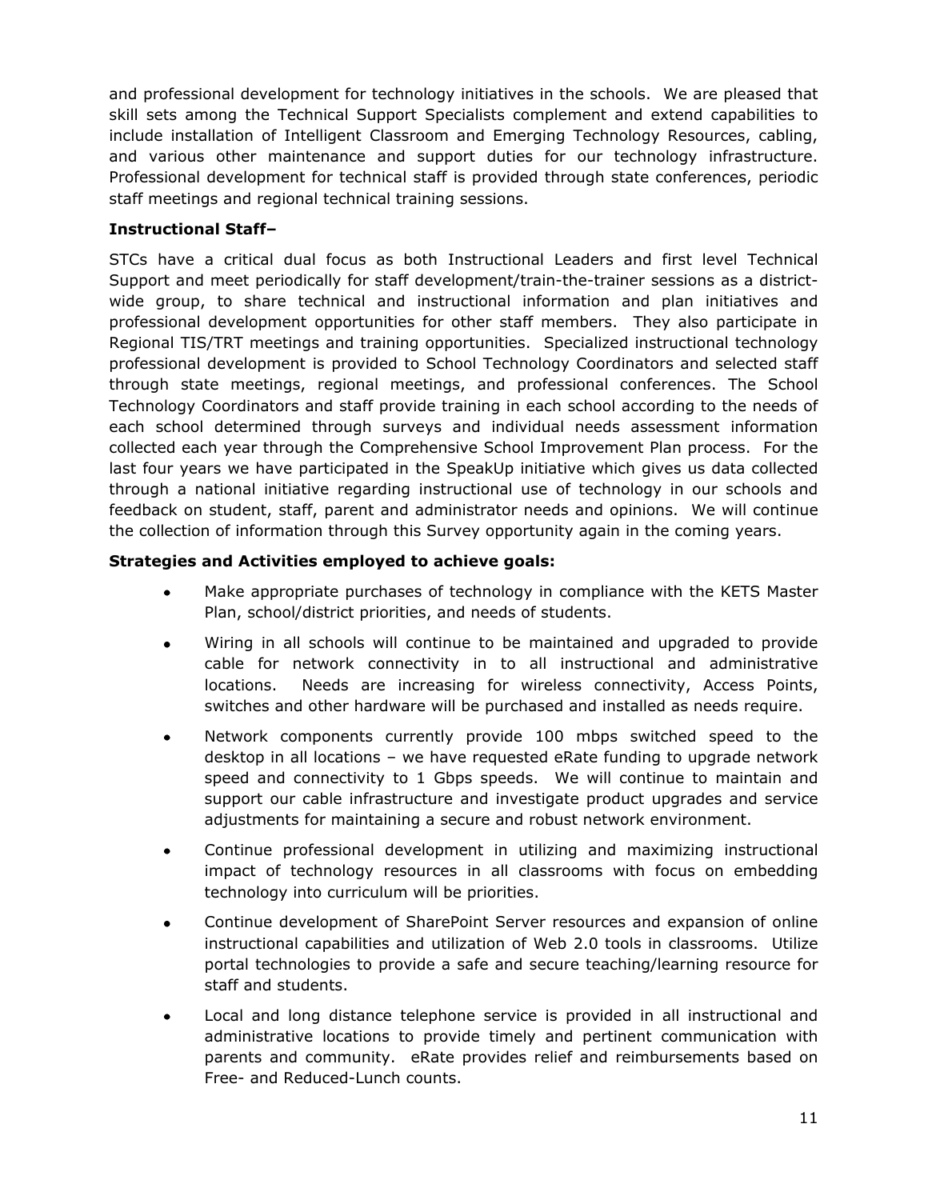and professional development for technology initiatives in the schools. We are pleased that skill sets among the Technical Support Specialists complement and extend capabilities to include installation of Intelligent Classroom and Emerging Technology Resources, cabling, and various other maintenance and support duties for our technology infrastructure. Professional development for technical staff is provided through state conferences, periodic staff meetings and regional technical training sessions.

**Instructional Staff–**

STCs have a critical dual focus as both Instructional Leaders and first level Technical Support and meet periodically for staff development/train-the-trainer sessions as a district-wide group, to share technical and instructional information and plan initiatives and professional development opportunities for other staff members. They also participate in Regional TIS/TRT meetings and training opportunities. Specialized instructional technology professional development is provided to School Technology Coordinators and selected staff through state meetings, regional meetings, and professional conferences. The School Technology Coordinators and staff provide training in each school according to the needs of each school determined through surveys and individual needs assessment information collected each year through the Comprehensive School Improvement Plan process. For the last four years we have participated in the SpeakUp initiative which gives us data collected through a national initiative regarding instructional use of technology in our schools and feedback on student, staff, parent and administrator needs and opinions. We will continue the collection of information through this Survey opportunity again in the coming years.

**Strategies and Activities employed to achieve goals:**

- Make appropriate purchases of technology in compliance with the KETS Master Plan, school/district priorities, and needs of students.
- Wiring in all schools will continue to be maintained and upgraded to provide cable for network connectivity in to all instructional and administrative locations. Needs are increasing for wireless connectivity, Access Points, switches and other hardware will be purchased and installed as needs require.
- Network components currently provide 100 mbps switched speed to the desktop in all locations – we have requested eRate funding to upgrade network speed and connectivity to 1 Gbps speeds. We will continue to maintain and support our cable infrastructure and investigate product upgrades and service adjustments for maintaining a secure and robust network environment.
- Continue professional development in utilizing and maximizing instructional impact of technology resources in all classrooms with focus on embedding technology into curriculum will be priorities.
- Continue development of SharePoint Server resources and expansion of online instructional capabilities and utilization of Web 2.0 tools in classrooms. Utilize portal technologies to provide a safe and secure teaching/learning resource for staff and students.
- Local and long distance telephone service is provided in all instructional and administrative locations to provide timely and pertinent communication with parents and community. eRate provides relief and reimbursements based on Free- and Reduced-Lunch counts.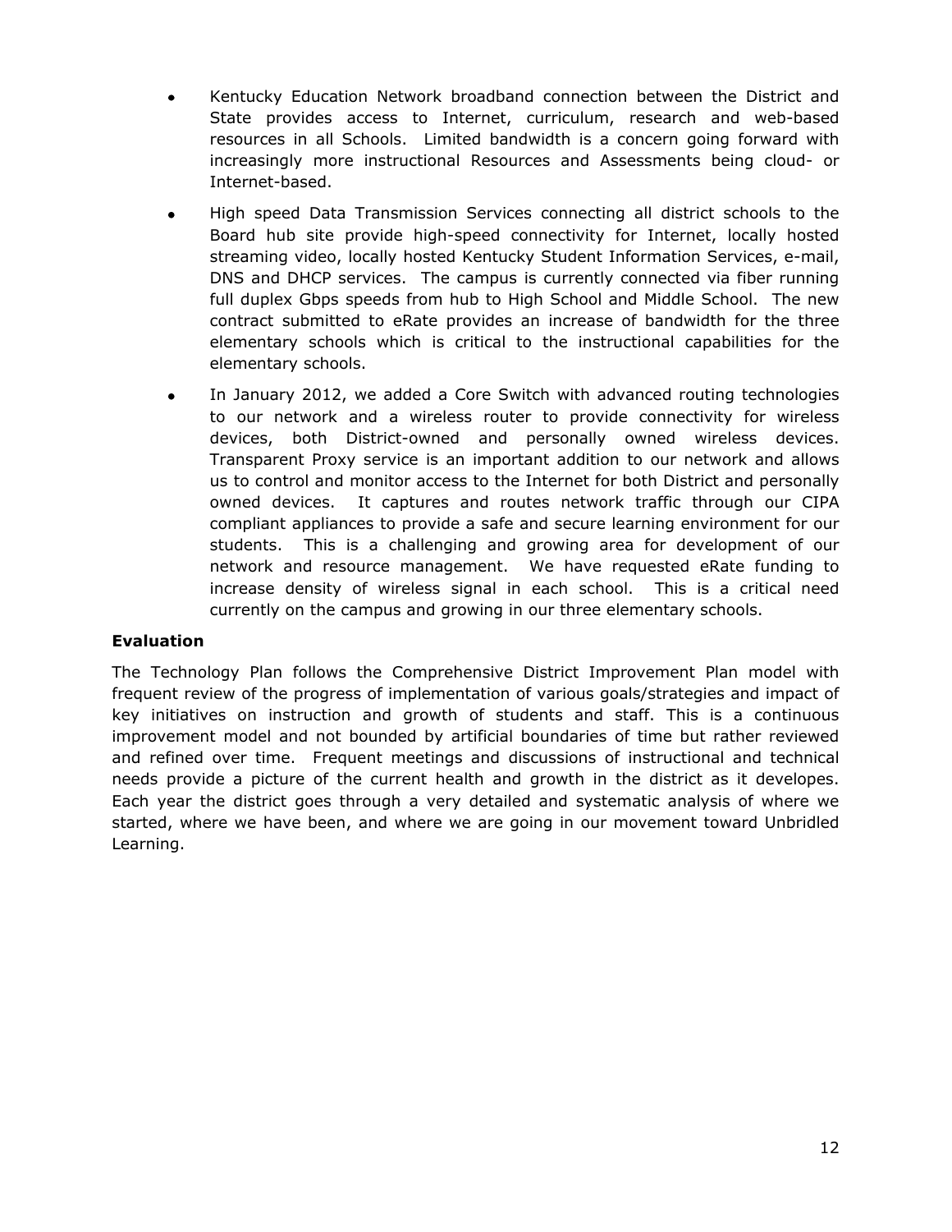- Kentucky Education Network broadband connection between the District and State provides access to Internet, curriculum, research and web-based resources in all Schools. Limited bandwidth is a concern going forward with increasingly more instructional Resources and Assessments being cloud- or Internet-based.
- High speed Data Transmission Services connecting all district schools to the Board hub site provide high-speed connectivity for Internet, locally hosted streaming video, locally hosted Kentucky Student Information Services, e-mail, DNS and DHCP services. The campus is currently connected via fiber running full duplex Gbps speeds from hub to High School and Middle School. The new contract submitted to eRate provides an increase of bandwidth for the three elementary schools which is critical to the instructional capabilities for the elementary schools.
- In January 2012, we added a Core Switch with advanced routing technologies to our network and a wireless router to provide connectivity for wireless devices, both District-owned and personally owned wireless devices. Transparent Proxy service is an important addition to our network and allows us to control and monitor access to the Internet for both District and personally owned devices. It captures and routes network traffic through our CIPA compliant appliances to provide a safe and secure learning environment for our students. This is a challenging and growing area for development of our network and resource management. We have requested eRate funding to increase density of wireless signal in each school. This is a critical need currently on the campus and growing in our three elementary schools.

**Evaluation**

The Technology Plan follows the Comprehensive District Improvement Plan model with frequent review of the progress of implementation of various goals/strategies and impact of key initiatives on instruction and growth of students and staff. This is a continuous improvement model and not bounded by artificial boundaries of time but rather reviewed and refined over time. Frequent meetings and discussions of instructional and technical needs provide a picture of the current health and growth in the district as it developes. Each year the district goes through a very detailed and systematic analysis of where we started, where we have been, and where we are going in our movement toward Unbridled Learning.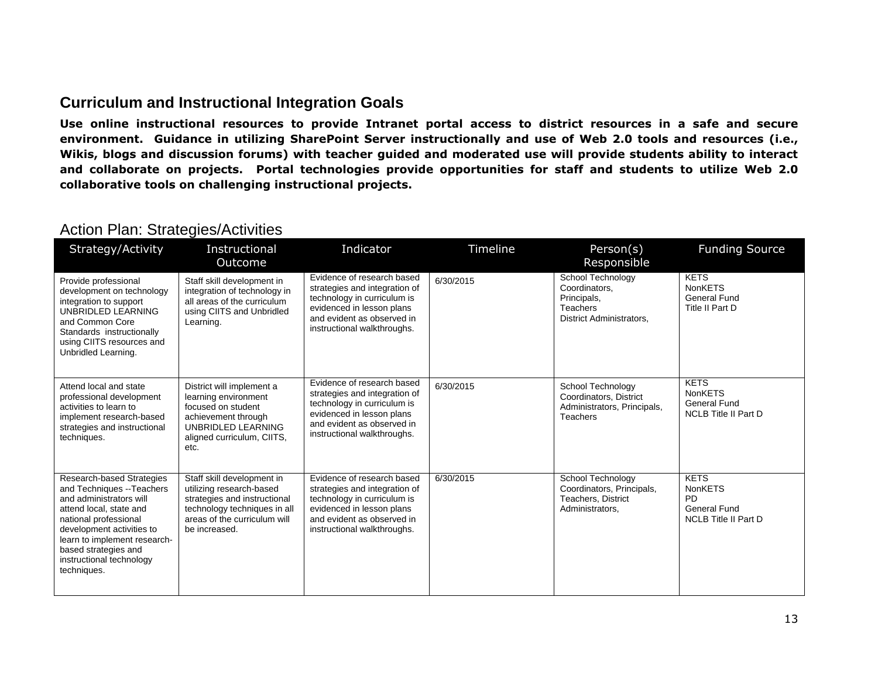## Curriculum and Instructional Integration Goals

**Use online instructional resources to provide Intranet portal access to district resources in a safe and secure environment. Guidance in utilizing SharePoint Server instructionally and use of Web 2.0 tools and resources (i.e., Wikis, blogs and discussion forums) with teacher guided and moderated use will provide students ability to interact and collaborate on projects. Portal technologies provide opportunities for staff and students to utilize Web 2.0 collaborative tools on challenging instructional projects.**

### Action Plan: Strategies/Activities

| Strategy/Activity | Instructional Outcome | Indicator | Timeline | Person(s) Responsible | Funding Source |
|---|---|---|---|---|---|
| Provide professional development on technology integration to support UNBRIDLED LEARNING and Common Core Standards instructionally using CIITS resources and Unbridled Learning. | Staff skill development in integration of technology in all areas of the curriculum using CIITS and Unbridled Learning. | Evidence of research based strategies and integration of technology in curriculum is evidenced in lesson plans and evident as observed in instructional walkthroughs. | 6/30/2015 | School Technology Coordinators, Principals, Teachers District Administrators, | KETS NonKETS General Fund Title II Part D |
| Attend local and state professional development activities to learn to implement research-based strategies and instructional techniques. | District will implement a learning environment focused on student achievement through UNBRIDLED LEARNING aligned curriculum, CIITS, etc. | Evidence of research based strategies and integration of technology in curriculum is evidenced in lesson plans and evident as observed in instructional walkthroughs. | 6/30/2015 | School Technology Coordinators, District Administrators, Principals, Teachers | KETS NonKETS General Fund NCLB Title II Part D |
| Research-based Strategies and Techniques --Teachers and administrators will attend local, state and national professional development activities to learn to implement research-based strategies and instructional technology techniques. | Staff skill development in utilizing research-based strategies and instructional technology techniques in all areas of the curriculum will be increased. | Evidence of research based strategies and integration of technology in curriculum is evidenced in lesson plans and evident as observed in instructional walkthroughs. | 6/30/2015 | School Technology Coordinators, Principals, Teachers, District Administrators, | KETS NonKETS PD General Fund NCLB Title II Part D |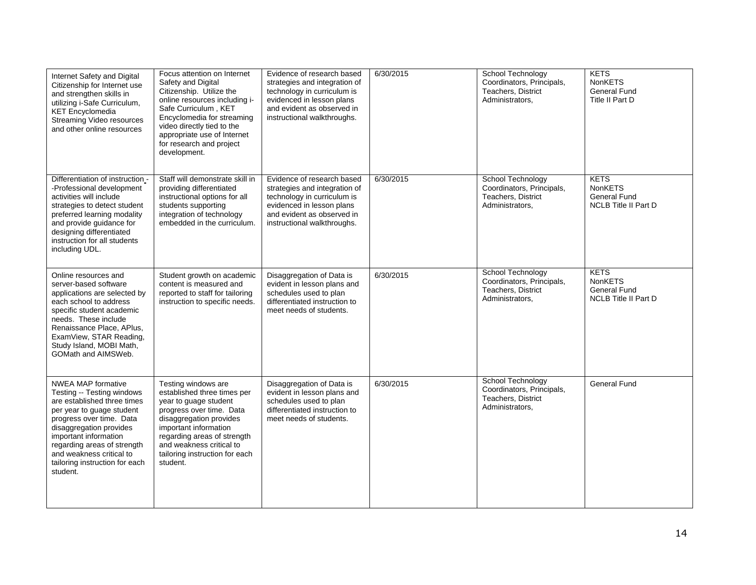| | | | | | |
|---|---|---|---|---|---|
| Internet Safety and Digital Citizenship for Internet use and strengthen skills in utilizing i-Safe Curriculum, KET Encyclomedia Streaming Video resources and other online resources | Focus attention on Internet Safety and Digital Citizenship. Utilize the online resources including i-Safe Curriculum , KET Encyclomedia for streaming video directly tied to the appropriate use of Internet for research and project development. | Evidence of research based strategies and integration of technology in curriculum is evidenced in lesson plans and evident as observed in instructional walkthroughs. | 6/30/2015 | School Technology Coordinators, Principals, Teachers, District Administrators, | KETS<br>NonKETS<br>General Fund<br>Title II Part D |
| Differentiation of instruction--Professional development activities will include strategies to detect student preferred learning modality and provide guidance for designing differentiated instruction for all students including UDL. | Staff will demonstrate skill in providing differentiated instructional options for all students supporting integration of technology embedded in the curriculum. | Evidence of research based strategies and integration of technology in curriculum is evidenced in lesson plans and evident as observed in instructional walkthroughs. | 6/30/2015 | School Technology Coordinators, Principals, Teachers, District Administrators, | KETS<br>NonKETS<br>General Fund<br>NCLB Title II Part D |
| Online resources and server-based software applications are selected by each school to address specific student academic needs. These include Renaissance Place, APlus, ExamView, STAR Reading, Study Island, MOBI Math, GOMath and AIMSWeb. | Student growth on academic content is measured and reported to staff for tailoring instruction to specific needs. | Disaggregation of Data is evident in lesson plans and schedules used to plan differentiated instruction to meet needs of students. | 6/30/2015 | School Technology Coordinators, Principals, Teachers, District Administrators, | KETS<br>NonKETS<br>General Fund<br>NCLB Title II Part D |
| NWEA MAP formative Testing -- Testing windows are established three times per year to guage student progress over time. Data disaggregation provides important information regarding areas of strength and weakness critical to tailoring instruction for each student. | Testing windows are established three times per year to guage student progress over time. Data disaggregation provides important information regarding areas of strength and weakness critical to tailoring instruction for each student. | Disaggregation of Data is evident in lesson plans and schedules used to plan differentiated instruction to meet needs of students. | 6/30/2015 | School Technology Coordinators, Principals, Teachers, District Administrators, | General Fund |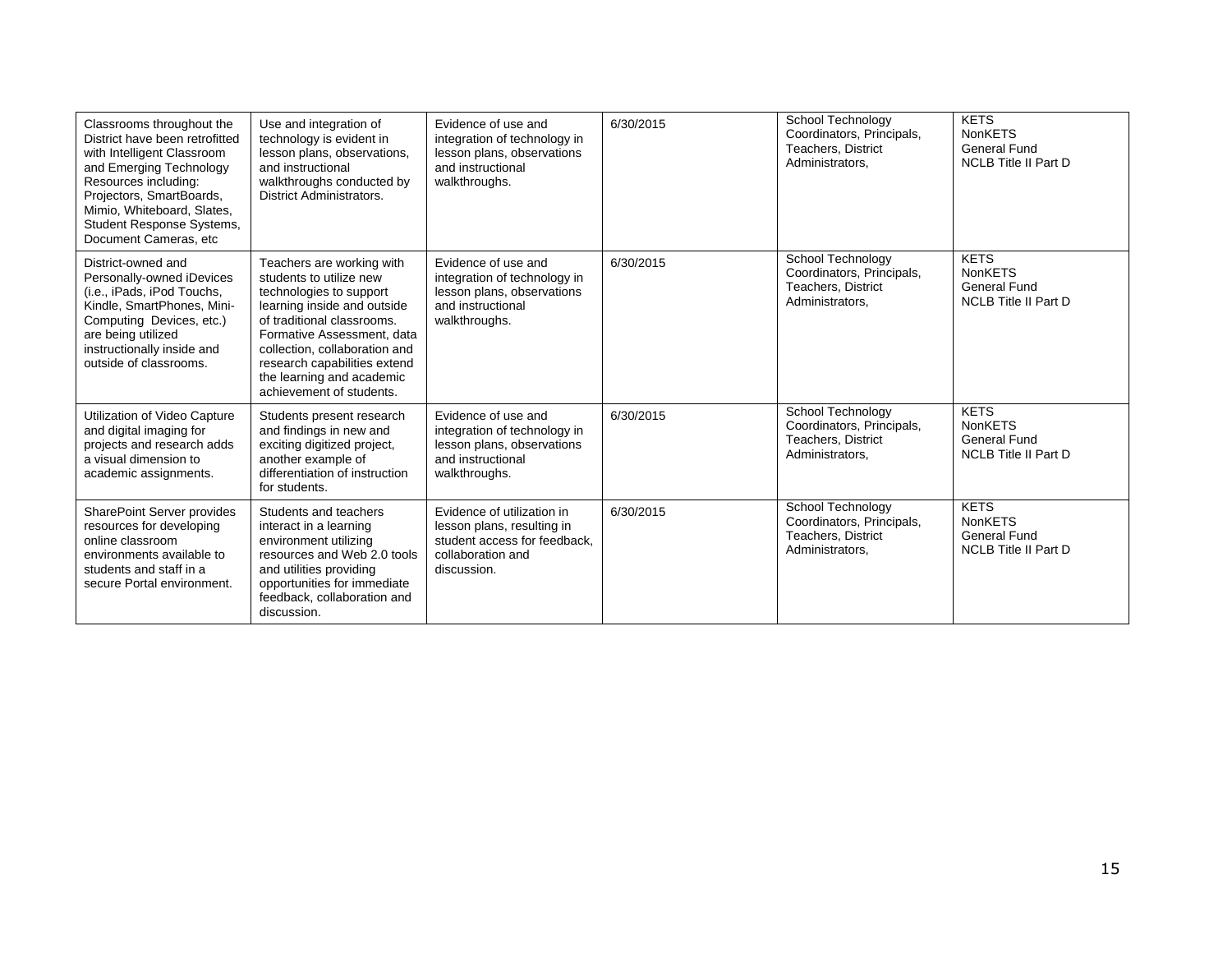| | | | | | |
|---|---|---|---|---|---|
| Classrooms throughout the District have been retrofitted with Intelligent Classroom and Emerging Technology Resources including: Projectors, SmartBoards, Mimio, Whiteboard, Slates, Student Response Systems, Document Cameras, etc | Use and integration of technology is evident in lesson plans, observations, and instructional walkthroughs conducted by District Administrators. | Evidence of use and integration of technology in lesson plans, observations and instructional walkthroughs. | 6/30/2015 | School Technology Coordinators, Principals, Teachers, District Administrators, | KETS<br>NonKETS<br>General Fund<br>NCLB Title II Part D |
| District-owned and Personally-owned iDevices (i.e., iPads, iPod Touchs, Kindle, SmartPhones, Mini-Computing Devices, etc.) are being utilized instructionally inside and outside of classrooms. | Teachers are working with students to utilize new technologies to support learning inside and outside of traditional classrooms. Formative Assessment, data collection, collaboration and research capabilities extend the learning and academic achievement of students. | Evidence of use and integration of technology in lesson plans, observations and instructional walkthroughs. | 6/30/2015 | School Technology Coordinators, Principals, Teachers, District Administrators, | KETS<br>NonKETS<br>General Fund<br>NCLB Title II Part D |
| Utilization of Video Capture and digital imaging for projects and research adds a visual dimension to academic assignments. | Students present research and findings in new and exciting digitized project, another example of differentiation of instruction for students. | Evidence of use and integration of technology in lesson plans, observations and instructional walkthroughs. | 6/30/2015 | School Technology Coordinators, Principals, Teachers, District Administrators, | KETS<br>NonKETS<br>General Fund<br>NCLB Title II Part D |
| SharePoint Server provides resources for developing online classroom environments available to students and staff in a secure Portal environment. | Students and teachers interact in a learning environment utilizing resources and Web 2.0 tools and utilities providing opportunities for immediate feedback, collaboration and discussion. | Evidence of utilization in lesson plans, resulting in student access for feedback, collaboration and discussion. | 6/30/2015 | School Technology Coordinators, Principals, Teachers, District Administrators, | KETS<br>NonKETS<br>General Fund<br>NCLB Title II Part D |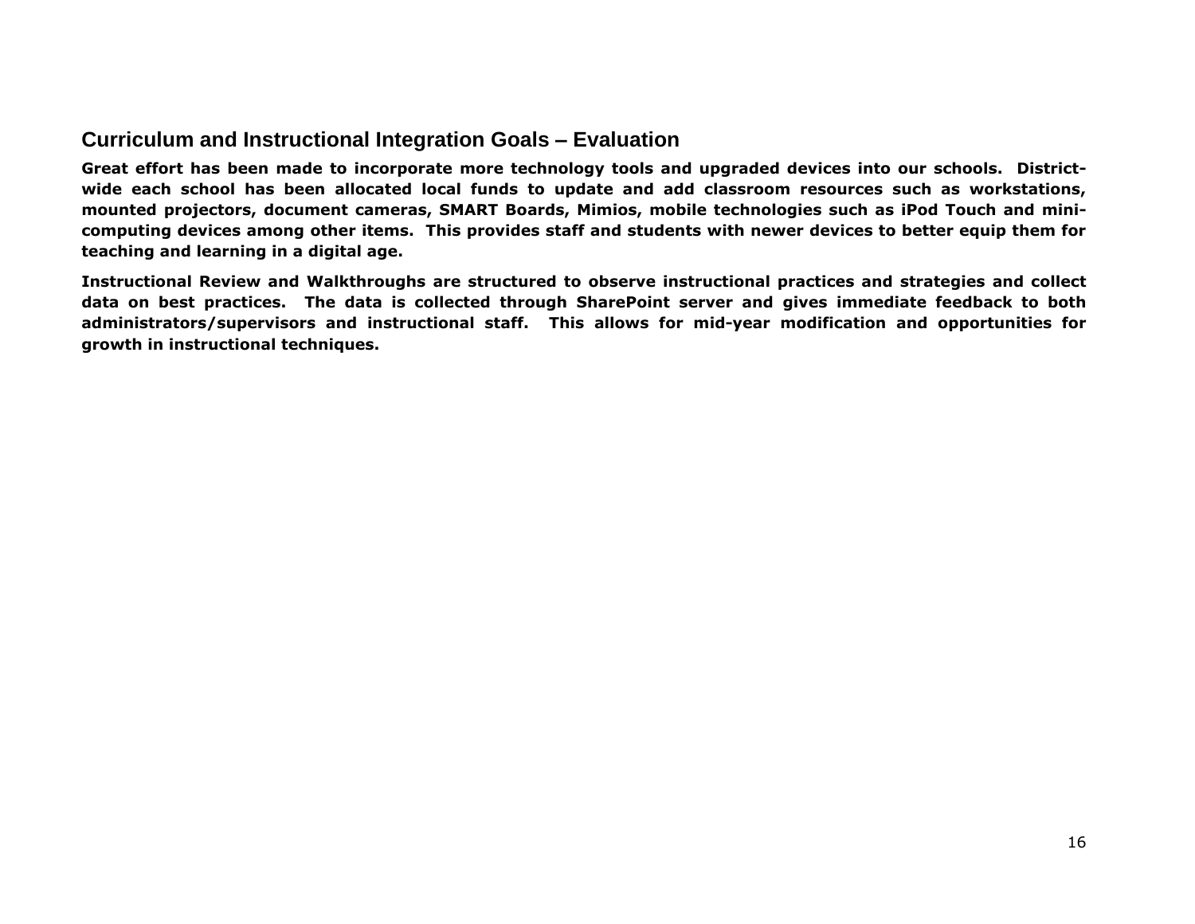## Curriculum and Instructional Integration Goals – Evaluation

**Great effort has been made to incorporate more technology tools and upgraded devices into our schools. District-wide each school has been allocated local funds to update and add classroom resources such as workstations, mounted projectors, document cameras, SMART Boards, Mimios, mobile technologies such as iPod Touch and mini-computing devices among other items. This provides staff and students with newer devices to better equip them for teaching and learning in a digital age.**

**Instructional Review and Walkthroughs are structured to observe instructional practices and strategies and collect data on best practices. The data is collected through SharePoint server and gives immediate feedback to both administrators/supervisors and instructional staff. This allows for mid-year modification and opportunities for growth in instructional techniques.**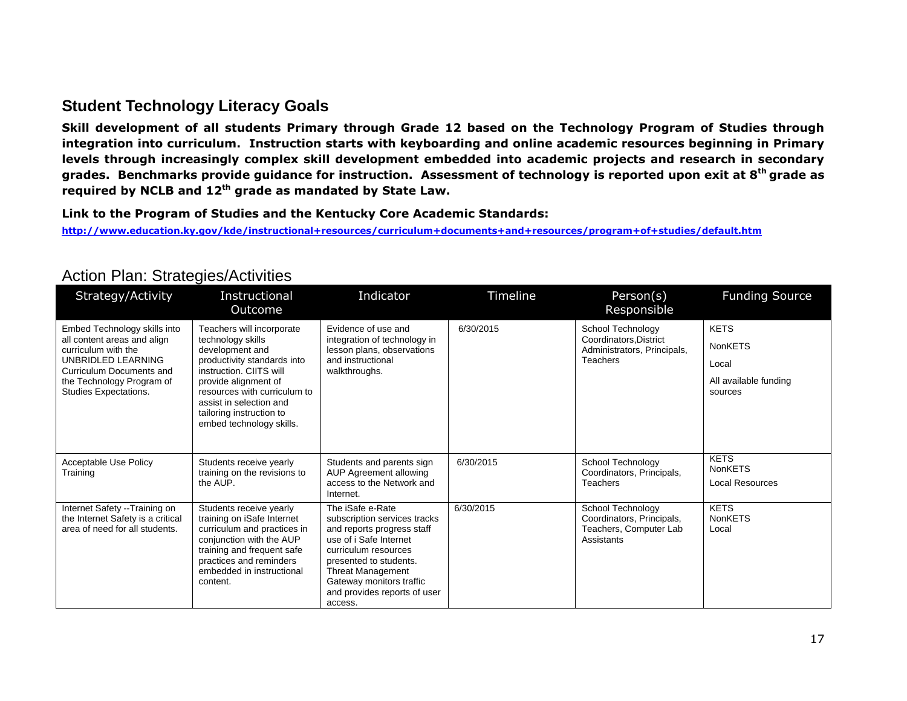## Student Technology Literacy Goals

**Skill development of all students Primary through Grade 12 based on the Technology Program of Studies through integration into curriculum. Instruction starts with keyboarding and online academic resources beginning in Primary levels through increasingly complex skill development embedded into academic projects and research in secondary grades. Benchmarks provide guidance for instruction. Assessment of technology is reported upon exit at 8th grade as required by NCLB and 12th grade as mandated by State Law.**

**Link to the Program of Studies and the Kentucky Core Academic Standards:**

**http://www.education.ky.gov/kde/instructional+resources/curriculum+documents+and+resources/program+of+studies/default.htm**

## Action Plan: Strategies/Activities

| Strategy/Activity | Instructional Outcome | Indicator | Timeline | Person(s) Responsible | Funding Source |
|---|---|---|---|---|---|
| Embed Technology skills into all content areas and align curriculum with the UNBRIDLED LEARNING Curriculum Documents and the Technology Program of Studies Expectations. | Teachers will incorporate technology skills development and productivity standards into instruction. CIITS will provide alignment of resources with curriculum to assist in selection and tailoring instruction to embed technology skills. | Evidence of use and integration of technology in lesson plans, observations and instructional walkthroughs. | 6/30/2015 | School Technology Coordinators,District Administrators, Principals, Teachers | KETS<br>NonKETS<br>Local<br>All available funding sources |
| Acceptable Use Policy Training | Students receive yearly training on the revisions to the AUP. | Students and parents sign AUP Agreement allowing access to the Network and Internet. | 6/30/2015 | School Technology Coordinators, Principals, Teachers | KETS<br>NonKETS<br>Local Resources |
| Internet Safety --Training on the Internet Safety is a critical area of need for all students. | Students receive yearly training on iSafe Internet curriculum and practices in conjunction with the AUP training and frequent safe practices and reminders embedded in instructional content. | The iSafe e-Rate subscription services tracks and reports progress staff use of i Safe Internet curriculum resources presented to students. Threat Management Gateway monitors traffic and provides reports of user access. | 6/30/2015 | School Technology Coordinators, Principals, Teachers, Computer Lab Assistants | KETS<br>NonKETS<br>Local |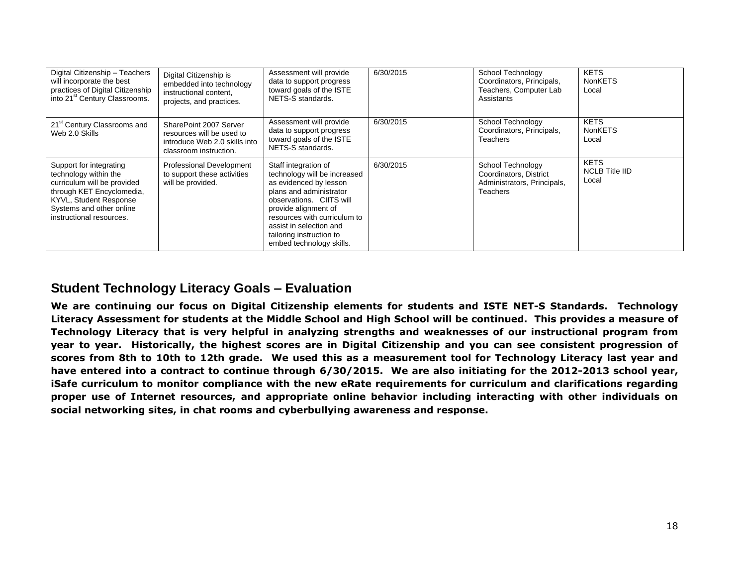| | | | | | |
|---|---|---|---|---|---|
| Digital Citizenship – Teachers will incorporate the best practices of Digital Citizenship into 21st Century Classrooms. | Digital Citizenship is embedded into technology instructional content, projects, and practices. | Assessment will provide data to support progress toward goals of the ISTE NETS-S standards. | 6/30/2015 | School Technology Coordinators, Principals, Teachers, Computer Lab Assistants | KETS<br>NonKETS<br>Local |
| 21st Century Classrooms and Web 2.0 Skills | SharePoint 2007 Server resources will be used to introduce Web 2.0 skills into classroom instruction. | Assessment will provide data to support progress toward goals of the ISTE NETS-S standards. | 6/30/2015 | School Technology Coordinators, Principals, Teachers | KETS<br>NonKETS<br>Local |
| Support for integrating technology within the curriculum will be provided through KET Encyclomedia, KYVL, Student Response Systems and other online instructional resources. | Professional Development to support these activities will be provided. | Staff integration of technology will be increased as evidenced by lesson plans and administrator observations. CIITS will provide alignment of resources with curriculum to assist in selection and tailoring instruction to embed technology skills. | 6/30/2015 | School Technology Coordinators, District Administrators, Principals, Teachers | KETS<br>NCLB Title IID<br>Local |

## Student Technology Literacy Goals – Evaluation

**We are continuing our focus on Digital Citizenship elements for students and ISTE NET-S Standards. Technology Literacy Assessment for students at the Middle School and High School will be continued. This provides a measure of Technology Literacy that is very helpful in analyzing strengths and weaknesses of our instructional program from year to year. Historically, the highest scores are in Digital Citizenship and you can see consistent progression of scores from 8th to 10th to 12th grade. We used this as a measurement tool for Technology Literacy last year and have entered into a contract to continue through 6/30/2015. We are also initiating for the 2012-2013 school year, iSafe curriculum to monitor compliance with the new eRate requirements for curriculum and clarifications regarding proper use of Internet resources, and appropriate online behavior including interacting with other individuals on social networking sites, in chat rooms and cyberbullying awareness and response.**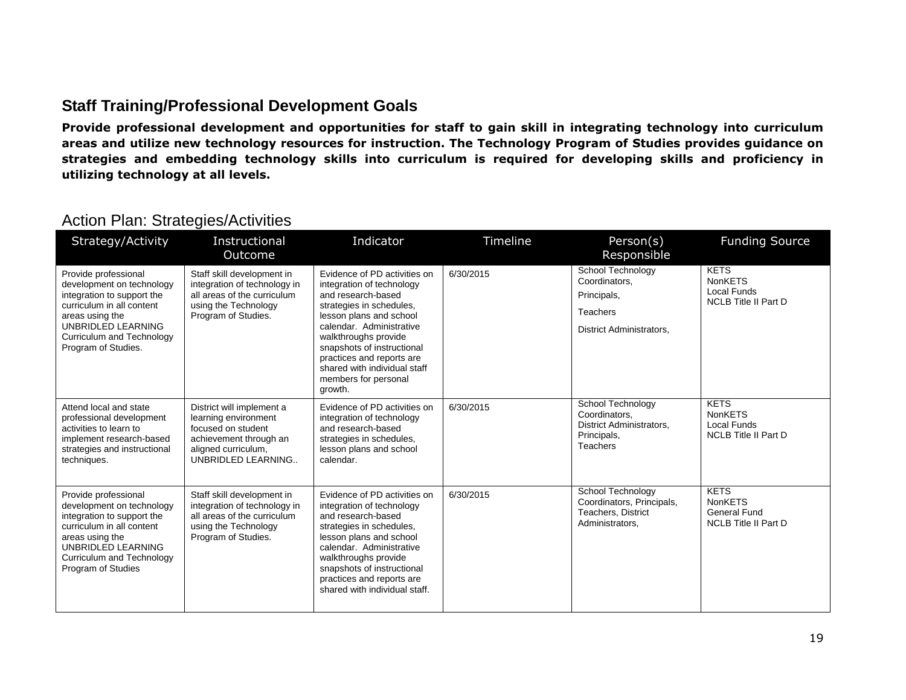## Staff Training/Professional Development Goals

**Provide professional development and opportunities for staff to gain skill in integrating technology into curriculum areas and utilize new technology resources for instruction. The Technology Program of Studies provides guidance on strategies and embedding technology skills into curriculum is required for developing skills and proficiency in utilizing technology at all levels.**

### Action Plan: Strategies/Activities

| Strategy/Activity | Instructional Outcome | Indicator | Timeline | Person(s) Responsible | Funding Source |
|---|---|---|---|---|---|
| Provide professional development on technology integration to support the curriculum in all content areas using the UNBRIDLED LEARNING Curriculum and Technology Program of Studies. | Staff skill development in integration of technology in all areas of the curriculum using the Technology Program of Studies. | Evidence of PD activities on integration of technology and research-based strategies in schedules, lesson plans and school calendar. Administrative walkthroughs provide snapshots of instructional practices and reports are shared with individual staff members for personal growth. | 6/30/2015 | School Technology Coordinators, Principals, Teachers District Administrators, | KETS NonKETS Local Funds NCLB Title II Part D |
| Attend local and state professional development activities to learn to implement research-based strategies and instructional techniques. | District will implement a learning environment focused on student achievement through an aligned curriculum, UNBRIDLED LEARNING.. | Evidence of PD activities on integration of technology and research-based strategies in schedules, lesson plans and school calendar. | 6/30/2015 | School Technology Coordinators, District Administrators, Principals, Teachers | KETS NonKETS Local Funds NCLB Title II Part D |
| Provide professional development on technology integration to support the curriculum in all content areas using the UNBRIDLED LEARNING Curriculum and Technology Program of Studies | Staff skill development in integration of technology in all areas of the curriculum using the Technology Program of Studies. | Evidence of PD activities on integration of technology and research-based strategies in schedules, lesson plans and school calendar. Administrative walkthroughs provide snapshots of instructional practices and reports are shared with individual staff. | 6/30/2015 | School Technology Coordinators, Principals, Teachers, District Administrators, | KETS NonKETS General Fund NCLB Title II Part D |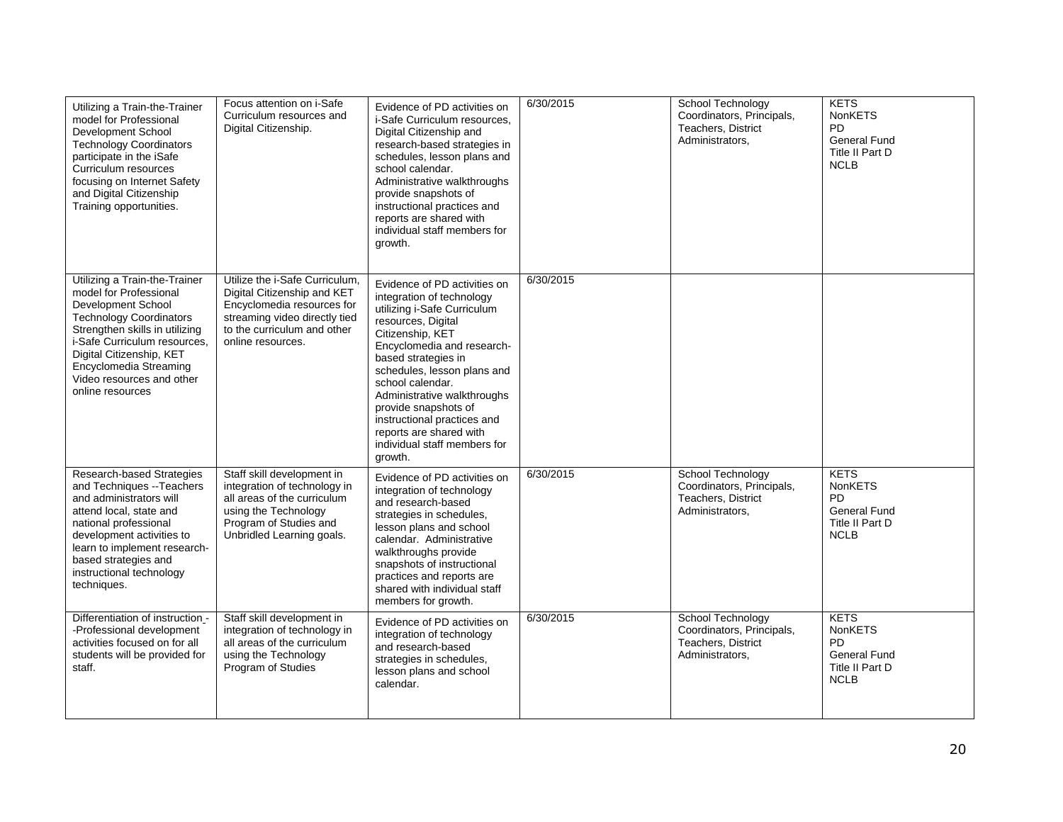| | | | | | |
|---|---|---|---|---|---|
| Utilizing a Train-the-Trainer model for Professional Development School Technology Coordinators participate in the iSafe Curriculum resources focusing on Internet Safety and Digital Citizenship Training opportunities. | Focus attention on i-Safe Curriculum resources and Digital Citizenship. | Evidence of PD activities on i-Safe Curriculum resources, Digital Citizenship and research-based strategies in schedules, lesson plans and school calendar. Administrative walkthroughs provide snapshots of instructional practices and reports are shared with individual staff members for growth. | 6/30/2015 | School Technology Coordinators, Principals, Teachers, District Administrators, | KETS<br>NonKETS<br>PD<br>General Fund<br>Title II Part D<br>NCLB |
| Utilizing a Train-the-Trainer model for Professional Development School Technology Coordinators Strengthen skills in utilizing i-Safe Curriculum resources, Digital Citizenship, KET Encyclomedia Streaming Video resources and other online resources | Utilize the i-Safe Curriculum, Digital Citizenship and KET Encyclomedia resources for streaming video directly tied to the curriculum and other online resources. | Evidence of PD activities on integration of technology utilizing i-Safe Curriculum resources, Digital Citizenship, KET Encyclomedia and research-based strategies in schedules, lesson plans and school calendar. Administrative walkthroughs provide snapshots of instructional practices and reports are shared with individual staff members for growth. | 6/30/2015 | | |
| Research-based Strategies and Techniques --Teachers and administrators will attend local, state and national professional development activities to learn to implement research-based strategies and instructional technology techniques. | Staff skill development in integration of technology in all areas of the curriculum using the Technology Program of Studies and Unbridled Learning goals. | Evidence of PD activities on integration of technology and research-based strategies in schedules, lesson plans and school calendar. Administrative walkthroughs provide snapshots of instructional practices and reports are shared with individual staff members for growth. | 6/30/2015 | School Technology Coordinators, Principals, Teachers, District Administrators, | KETS<br>NonKETS<br>PD<br>General Fund<br>Title II Part D<br>NCLB |
| Differentiation of instruction--Professional development activities focused on for all students will be provided for staff. | Staff skill development in integration of technology in all areas of the curriculum using the Technology Program of Studies | Evidence of PD activities on integration of technology and research-based strategies in schedules, lesson plans and school calendar. | 6/30/2015 | School Technology Coordinators, Principals, Teachers, District Administrators, | KETS<br>NonKETS<br>PD<br>General Fund<br>Title II Part D<br>NCLB |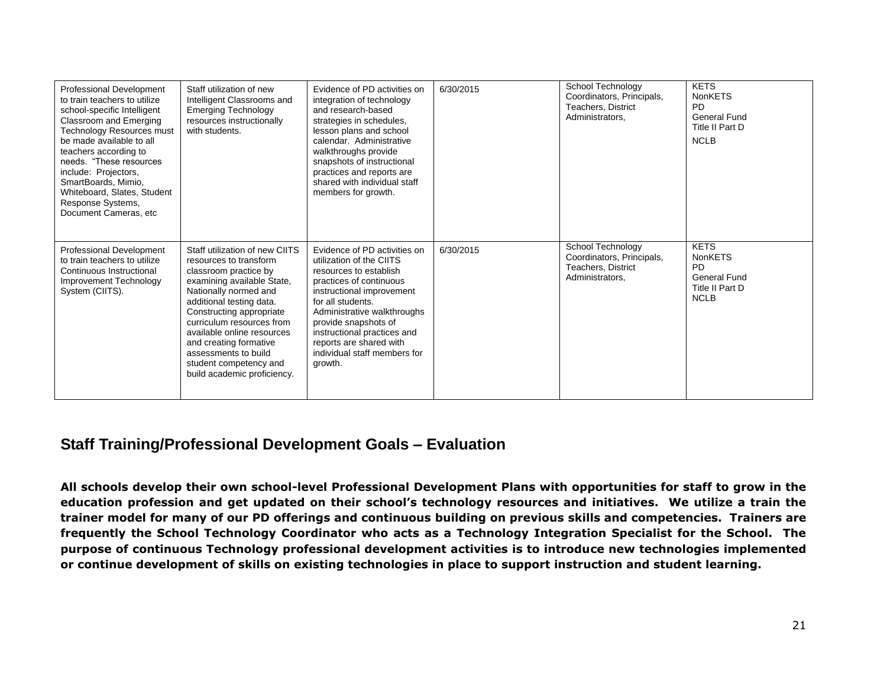| | | | | | |
|---|---|---|---|---|---|
| Professional Development to train teachers to utilize school-specific Intelligent Classroom and Emerging Technology Resources must be made available to all teachers according to needs. "These resources include: Projectors, SmartBoards, Mimio, Whiteboard, Slates, Student Response Systems, Document Cameras, etc | Staff utilization of new Intelligent Classrooms and Emerging Technology resources instructionally with students. | Evidence of PD activities on integration of technology and research-based strategies in schedules, lesson plans and school calendar. Administrative walkthroughs provide snapshots of instructional practices and reports are shared with individual staff members for growth. | 6/30/2015 | School Technology Coordinators, Principals, Teachers, District Administrators, | KETS<br>NonKETS<br>PD<br>General Fund<br>Title II Part D<br>NCLB |
| Professional Development to train teachers to utilize Continuous Instructional Improvement Technology System (CIITS). | Staff utilization of new CIITS resources to transform classroom practice by examining available State, Nationally normed and additional testing data. Constructing appropriate curriculum resources from available online resources and creating formative assessments to build student competency and build academic proficiency. | Evidence of PD activities on utilization of the CIITS resources to establish practices of continuous instructional improvement for all students. Administrative walkthroughs provide snapshots of instructional practices and reports are shared with individual staff members for growth. | 6/30/2015 | School Technology Coordinators, Principals, Teachers, District Administrators, | KETS<br>NonKETS<br>PD<br>General Fund<br>Title II Part D<br>NCLB |

## Staff Training/Professional Development Goals – Evaluation

**All schools develop their own school-level Professional Development Plans with opportunities for staff to grow in the education profession and get updated on their school's technology resources and initiatives. We utilize a train the trainer model for many of our PD offerings and continuous building on previous skills and competencies. Trainers are frequently the School Technology Coordinator who acts as a Technology Integration Specialist for the School. The purpose of continuous Technology professional development activities is to introduce new technologies implemented or continue development of skills on existing technologies in place to support instruction and student learning.**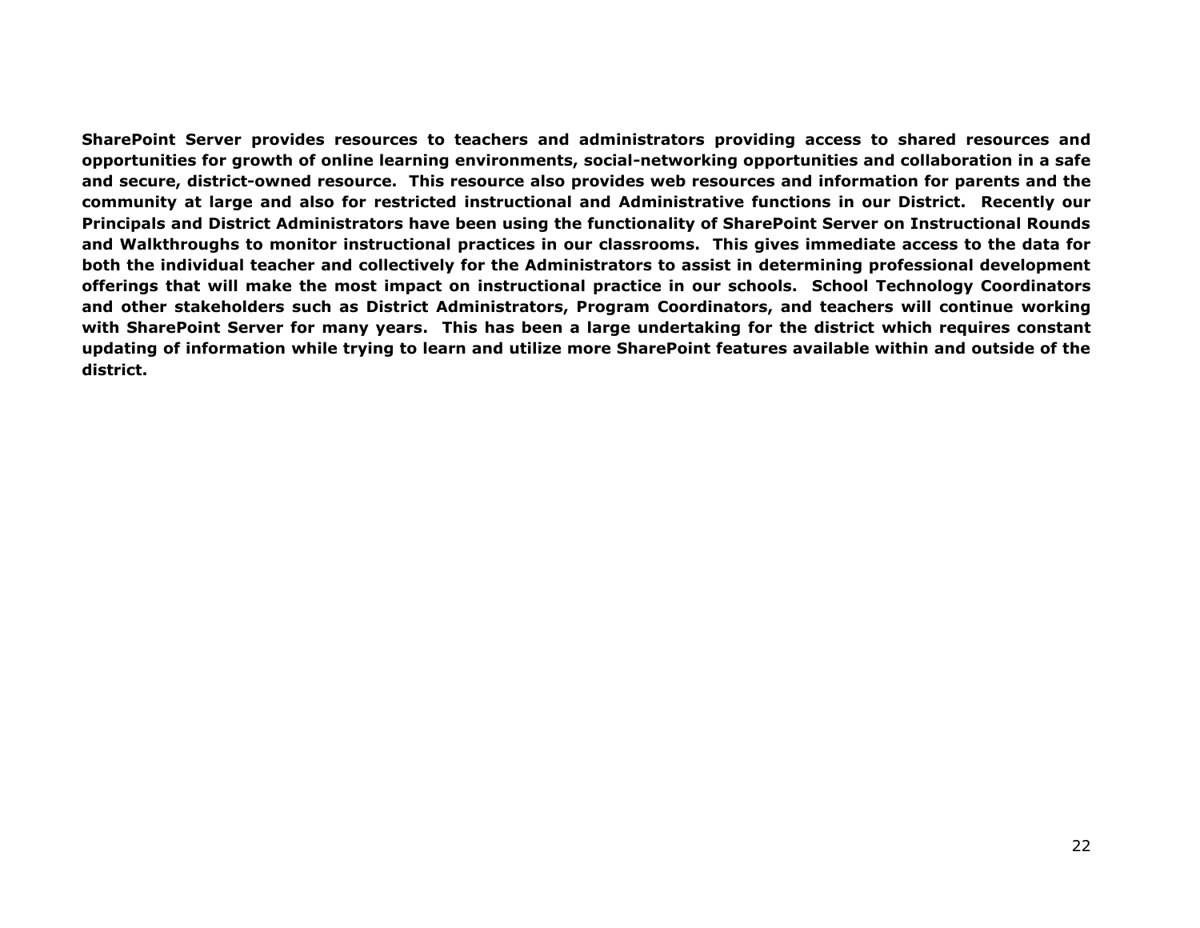**SharePoint Server provides resources to teachers and administrators providing access to shared resources and opportunities for growth of online learning environments, social-networking opportunities and collaboration in a safe and secure, district-owned resource. This resource also provides web resources and information for parents and the community at large and also for restricted instructional and Administrative functions in our District. Recently our Principals and District Administrators have been using the functionality of SharePoint Server on Instructional Rounds and Walkthroughs to monitor instructional practices in our classrooms. This gives immediate access to the data for both the individual teacher and collectively for the Administrators to assist in determining professional development offerings that will make the most impact on instructional practice in our schools. School Technology Coordinators and other stakeholders such as District Administrators, Program Coordinators, and teachers will continue working with SharePoint Server for many years. This has been a large undertaking for the district which requires constant updating of information while trying to learn and utilize more SharePoint features available within and outside of the district.**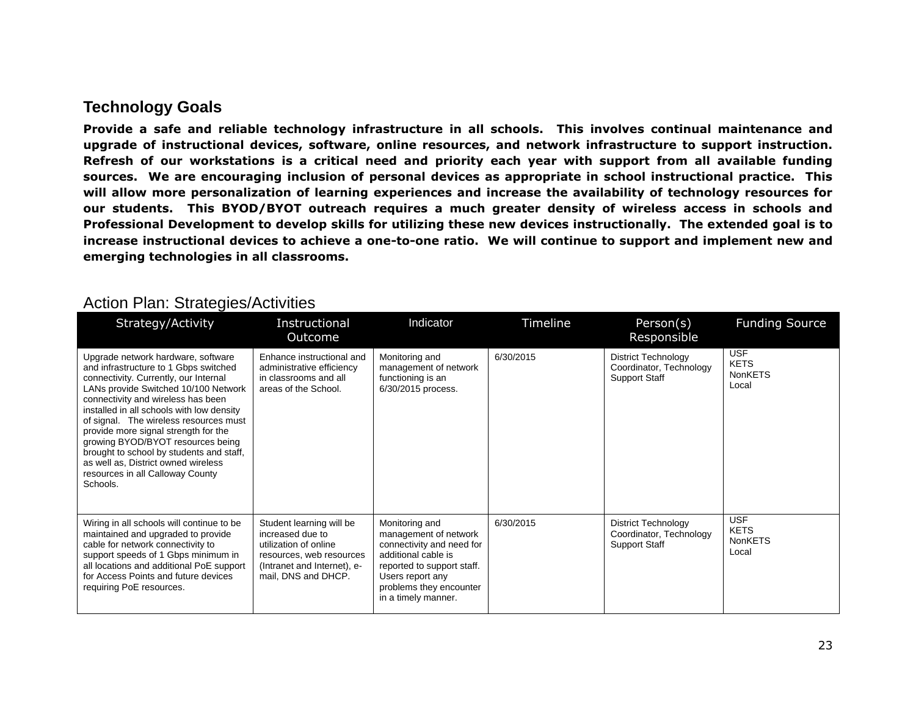## Technology Goals

**Provide a safe and reliable technology infrastructure in all schools. This involves continual maintenance and upgrade of instructional devices, software, online resources, and network infrastructure to support instruction. Refresh of our workstations is a critical need and priority each year with support from all available funding sources. We are encouraging inclusion of personal devices as appropriate in school instructional practice. This will allow more personalization of learning experiences and increase the availability of technology resources for our students. This BYOD/BYOT outreach requires a much greater density of wireless access in schools and Professional Development to develop skills for utilizing these new devices instructionally. The extended goal is to increase instructional devices to achieve a one-to-one ratio. We will continue to support and implement new and emerging technologies in all classrooms.**

### Action Plan: Strategies/Activities

| Strategy/Activity | Instructional Outcome | Indicator | Timeline | Person(s) Responsible | Funding Source |
|---|---|---|---|---|---|
| Upgrade network hardware, software and infrastructure to 1 Gbps switched connectivity. Currently, our Internal LANs provide Switched 10/100 Network connectivity and wireless has been installed in all schools with low density of signal. The wireless resources must provide more signal strength for the growing BYOD/BYOT resources being brought to school by students and staff, as well as, District owned wireless resources in all Calloway County Schools. | Enhance instructional and administrative efficiency in classrooms and all areas of the School. | Monitoring and management of network functioning is an 6/30/2015 process. | 6/30/2015 | District Technology Coordinator, Technology Support Staff | USF<br>KETS<br>NonKETS<br>Local |
| Wiring in all schools will continue to be maintained and upgraded to provide cable for network connectivity to support speeds of 1 Gbps minimum in all locations and additional PoE support for Access Points and future devices requiring PoE resources. | Student learning will be increased due to utilization of online resources, web resources (Intranet and Internet), e-mail, DNS and DHCP. | Monitoring and management of network connectivity and need for additional cable is reported to support staff. Users report any problems they encounter in a timely manner. | 6/30/2015 | District Technology Coordinator, Technology Support Staff | USF<br>KETS<br>NonKETS<br>Local |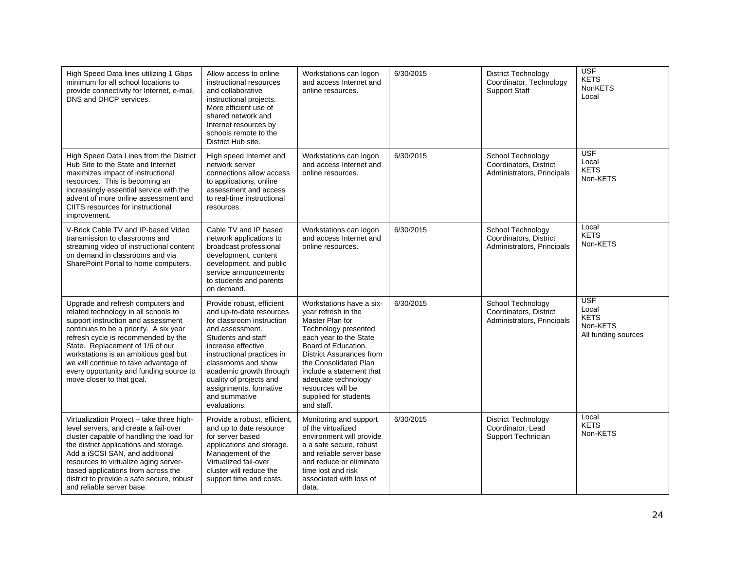| | | | | | |
|---|---|---|---|---|---|
| High Speed Data lines utilizing 1 Gbps minimum for all school locations to provide connectivity for Internet, e-mail, DNS and DHCP services. | Allow access to online instructional resources and collaborative instructional projects. More efficient use of shared network and Internet resources by schools remote to the District Hub site. | Workstations can logon and access Internet and online resources. | 6/30/2015 | District Technology Coordinator, Technology Support Staff | USF<br>KETS<br>NonKETS<br>Local |
| High Speed Data Lines from the District Hub Site to the State and Internet maximizes impact of instructional resources. This is becoming an increasingly essential service with the advent of more online assessment and CIITS resources for instructional improvement. | High speed Internet and network server connections allow access to applications, online assessment and access to real-time instructional resources. | Workstations can logon and access Internet and online resources. | 6/30/2015 | School Technology Coordinators, District Administrators, Principals | USF<br>Local<br>KETS<br>Non-KETS |
| V-Brick Cable TV and IP-based Video transmission to classrooms and streaming video of instructional content on demand in classrooms and via SharePoint Portal to home computers. | Cable TV and IP based network applications to broadcast professional development, content development, and public service announcements to students and parents on demand. | Workstations can logon and access Internet and online resources. | 6/30/2015 | School Technology Coordinators, District Administrators, Principals | Local<br>KETS<br>Non-KETS |
| Upgrade and refresh computers and related technology in all schools to support instruction and assessment continues to be a priority. A six year refresh cycle is recommended by the State. Replacement of 1/6 of our workstations is an ambitious goal but we will continue to take advantage of every opportunity and funding source to move closer to that goal. | Provide robust, efficient and up-to-date resources for classroom instruction and assessment. Students and staff increase effective instructional practices in classrooms and show academic growth through quality of projects and assignments, formative and summative evaluations. | Workstations have a six-year refresh in the Master Plan for Technology presented each year to the State Board of Education. District Assurances from the Consolidated Plan include a statement that adequate technology resources will be supplied for students and staff. | 6/30/2015 | School Technology Coordinators, District Administrators, Principals | USF<br>Local<br>KETS<br>Non-KETS<br>All funding sources |
| Virtualization Project – take three high-level servers, and create a fail-over cluster capable of handling the load for the district applications and storage. Add a iSCSI SAN, and additional resources to virtualize aging server-based applications from across the district to provide a safe secure, robust and reliable server base. | Provide a robust, efficient, and up to date resource for server based applications and storage. Management of the Virtualized fail-over cluster will reduce the support time and costs. | Monitoring and support of the virtualized environment will provide a a safe secure, robust and reliable server base and reduce or eliminate time lost and risk associated with loss of data. | 6/30/2015 | District Technology Coordinator, Lead Support Technician | Local<br>KETS<br>Non-KETS |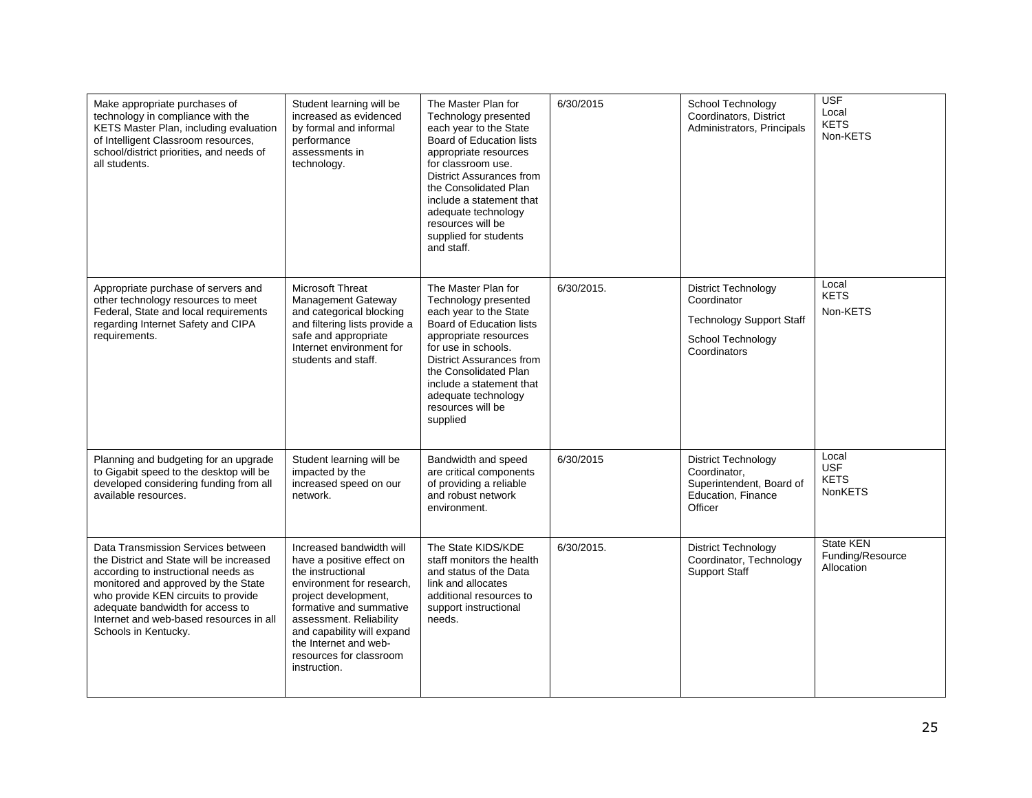| | | | | | |
|---|---|---|---|---|---|
| Make appropriate purchases of technology in compliance with the KETS Master Plan, including evaluation of Intelligent Classroom resources, school/district priorities, and needs of all students. | Student learning will be increased as evidenced by formal and informal performance assessments in technology. | The Master Plan for Technology presented each year to the State Board of Education lists appropriate resources for classroom use. District Assurances from the Consolidated Plan include a statement that adequate technology resources will be supplied for students and staff. | 6/30/2015 | School Technology Coordinators, District Administrators, Principals | USF<br>Local<br>KETS<br>Non-KETS |
| Appropriate purchase of servers and other technology resources to meet Federal, State and local requirements regarding Internet Safety and CIPA requirements. | Microsoft Threat Management Gateway and categorical blocking and filtering lists provide a safe and appropriate Internet environment for students and staff. | The Master Plan for Technology presented each year to the State Board of Education lists appropriate resources for use in schools. District Assurances from the Consolidated Plan include a statement that adequate technology resources will be supplied | 6/30/2015. | District Technology Coordinator<br>Technology Support Staff<br>School Technology Coordinators | Local<br>KETS<br>Non-KETS |
| Planning and budgeting for an upgrade to Gigabit speed to the desktop will be developed considering funding from all available resources. | Student learning will be impacted by the increased speed on our network. | Bandwidth and speed are critical components of providing a reliable and robust network environment. | 6/30/2015 | District Technology Coordinator, Superintendent, Board of Education, Finance Officer | Local<br>USF<br>KETS<br>NonKETS |
| Data Transmission Services between the District and State will be increased according to instructional needs as monitored and approved by the State who provide KEN circuits to provide adequate bandwidth for access to Internet and web-based resources in all Schools in Kentucky. | Increased bandwidth will have a positive effect on the instructional environment for research, project development, formative and summative assessment. Reliability and capability will expand the Internet and web-resources for classroom instruction. | The State KIDS/KDE staff monitors the health and status of the Data link and allocates additional resources to support instructional needs. | 6/30/2015. | District Technology Coordinator, Technology Support Staff | State KEN Funding/Resource Allocation |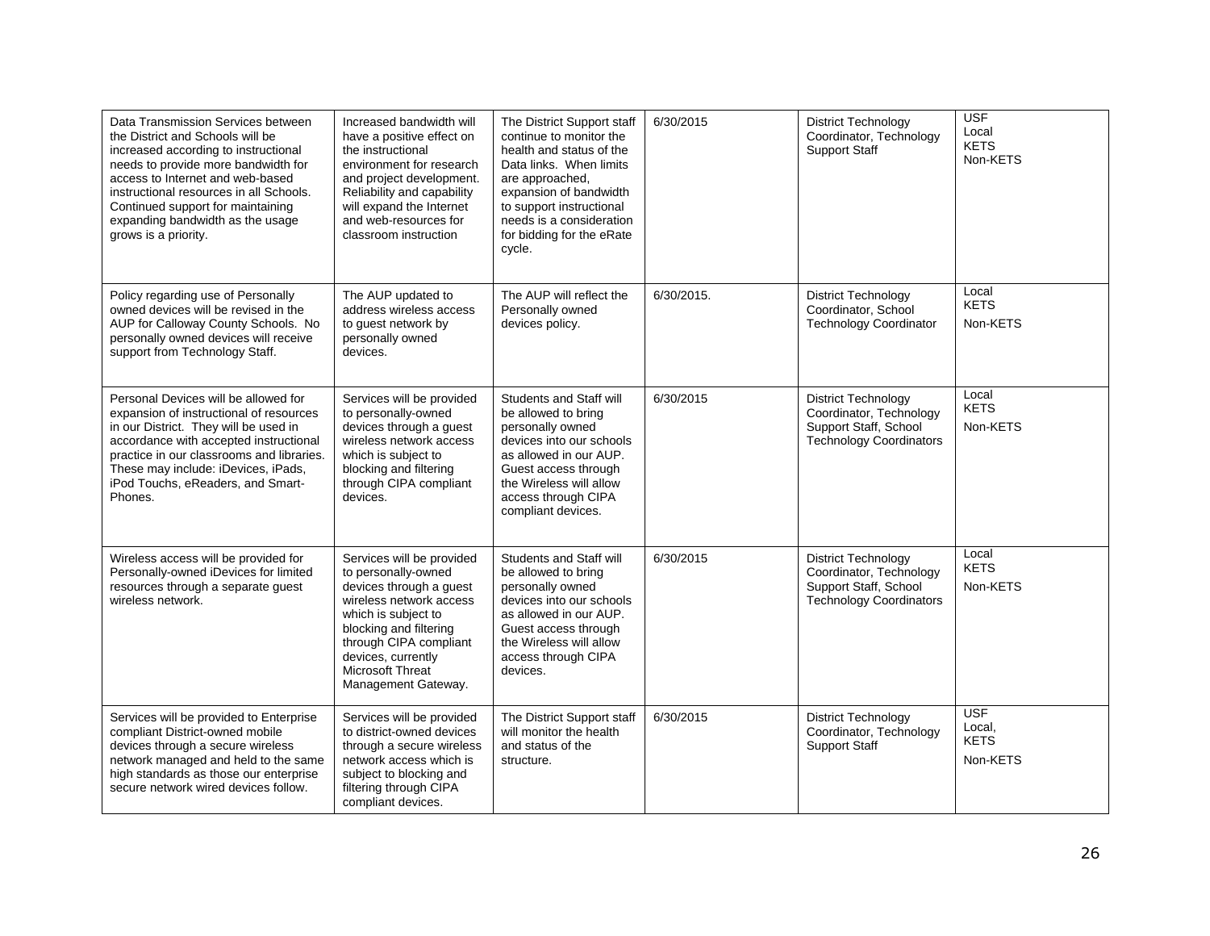| | | | | | |
|---|---|---|---|---|---|
| Data Transmission Services between the District and Schools will be increased according to instructional needs to provide more bandwidth for access to Internet and web-based instructional resources in all Schools. Continued support for maintaining expanding bandwidth as the usage grows is a priority. | Increased bandwidth will have a positive effect on the instructional environment for research and project development. Reliability and capability will expand the Internet and web-resources for classroom instruction | The District Support staff continue to monitor the health and status of the Data links. When limits are approached, expansion of bandwidth to support instructional needs is a consideration for bidding for the eRate cycle. | 6/30/2015 | District Technology Coordinator, Technology Support Staff | USF<br>Local<br>KETS<br>Non-KETS |
| Policy regarding use of Personally owned devices will be revised in the AUP for Calloway County Schools. No personally owned devices will receive support from Technology Staff. | The AUP updated to address wireless access to guest network by personally owned devices. | The AUP will reflect the Personally owned devices policy. | 6/30/2015. | District Technology Coordinator, School Technology Coordinator | Local<br>KETS<br>Non-KETS |
| Personal Devices will be allowed for expansion of instructional of resources in our District. They will be used in accordance with accepted instructional practice in our classrooms and libraries. These may include: iDevices, iPads, iPod Touchs, eReaders, and Smart-Phones. | Services will be provided to personally-owned devices through a guest wireless network access which is subject to blocking and filtering through CIPA compliant devices. | Students and Staff will be allowed to bring personally owned devices into our schools as allowed in our AUP. Guest access through the Wireless will allow access through CIPA compliant devices. | 6/30/2015 | District Technology Coordinator, Technology Support Staff, School Technology Coordinators | Local<br>KETS<br>Non-KETS |
| Wireless access will be provided for Personally-owned iDevices for limited resources through a separate guest wireless network. | Services will be provided to personally-owned devices through a guest wireless network access which is subject to blocking and filtering through CIPA compliant devices, currently Microsoft Threat Management Gateway. | Students and Staff will be allowed to bring personally owned devices into our schools as allowed in our AUP. Guest access through the Wireless will allow access through CIPA devices. | 6/30/2015 | District Technology Coordinator, Technology Support Staff, School Technology Coordinators | Local<br>KETS<br>Non-KETS |
| Services will be provided to Enterprise compliant District-owned mobile devices through a secure wireless network managed and held to the same high standards as those our enterprise secure network wired devices follow. | Services will be provided to district-owned devices through a secure wireless network access which is subject to blocking and filtering through CIPA compliant devices. | The District Support staff will monitor the health and status of the structure. | 6/30/2015 | District Technology Coordinator, Technology Support Staff | USF<br>Local,<br>KETS<br>Non-KETS |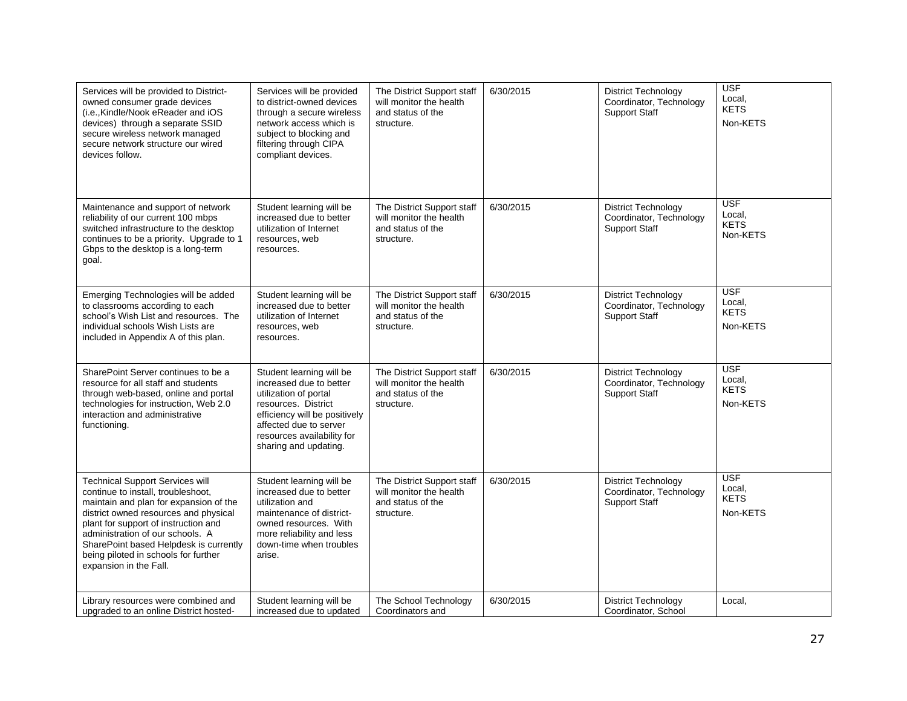| | | | | | |
|---|---|---|---|---|---|
| Services will be provided to District-owned consumer grade devices (i.e.,Kindle/Nook eReader and iOS devices) through a separate SSID secure wireless network managed secure network structure our wired devices follow. | Services will be provided to district-owned devices through a secure wireless network access which is subject to blocking and filtering through CIPA compliant devices. | The District Support staff will monitor the health and status of the structure. | 6/30/2015 | District Technology Coordinator, Technology Support Staff | USF Local, KETS Non-KETS |
| Maintenance and support of network reliability of our current 100 mbps switched infrastructure to the desktop continues to be a priority. Upgrade to 1 Gbps to the desktop is a long-term goal. | Student learning will be increased due to better utilization of Internet resources, web resources. | The District Support staff will monitor the health and status of the structure. | 6/30/2015 | District Technology Coordinator, Technology Support Staff | USF Local, KETS Non-KETS |
| Emerging Technologies will be added to classrooms according to each school's Wish List and resources. The individual schools Wish Lists are included in Appendix A of this plan. | Student learning will be increased due to better utilization of Internet resources, web resources. | The District Support staff will monitor the health and status of the structure. | 6/30/2015 | District Technology Coordinator, Technology Support Staff | USF Local, KETS Non-KETS |
| SharePoint Server continues to be a resource for all staff and students through web-based, online and portal technologies for instruction, Web 2.0 interaction and administrative functioning. | Student learning will be increased due to better utilization of portal resources. District efficiency will be positively affected due to server resources availability for sharing and updating. | The District Support staff will monitor the health and status of the structure. | 6/30/2015 | District Technology Coordinator, Technology Support Staff | USF Local, KETS Non-KETS |
| Technical Support Services will continue to install, troubleshoot, maintain and plan for expansion of the district owned resources and physical plant for support of instruction and administration of our schools. A SharePoint based Helpdesk is currently being piloted in schools for further expansion in the Fall. | Student learning will be increased due to better utilization and maintenance of district-owned resources. With more reliability and less down-time when troubles arise. | The District Support staff will monitor the health and status of the structure. | 6/30/2015 | District Technology Coordinator, Technology Support Staff | USF Local, KETS Non-KETS |
| Library resources were combined and upgraded to an online District hosted- | Student learning will be increased due to updated | The School Technology Coordinators and | 6/30/2015 | District Technology Coordinator, School | Local, |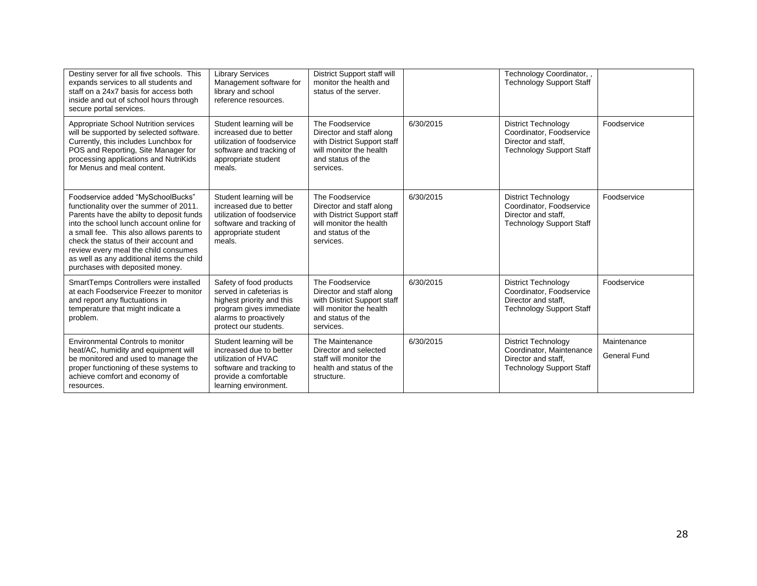| | | | | | |
|---|---|---|---|---|---|
| Destiny server for all five schools. This expands services to all students and staff on a 24x7 basis for access both inside and out of school hours through secure portal services. | Library Services Management software for library and school reference resources. | District Support staff will monitor the health and status of the server. | | Technology Coordinator, , Technology Support Staff | |
| Appropriate School Nutrition services will be supported by selected software. Currently, this includes Lunchbox for POS and Reporting, Site Manager for processing applications and NutriKids for Menus and meal content. | Student learning will be increased due to better utilization of foodservice software and tracking of appropriate student meals. | The Foodservice Director and staff along with District Support staff will monitor the health and status of the services. | 6/30/2015 | District Technology Coordinator, Foodservice Director and staff, Technology Support Staff | Foodservice |
| Foodservice added "MySchoolBucks" functionality over the summer of 2011. Parents have the abilty to deposit funds into the school lunch account online for a small fee. This also allows parents to check the status of their account and review every meal the child consumes as well as any additional items the child purchases with deposited money. | Student learning will be increased due to better utilization of foodservice software and tracking of appropriate student meals. | The Foodservice Director and staff along with District Support staff will monitor the health and status of the services. | 6/30/2015 | District Technology Coordinator, Foodservice Director and staff, Technology Support Staff | Foodservice |
| SmartTemps Controllers were installed at each Foodservice Freezer to monitor and report any fluctuations in temperature that might indicate a problem. | Safety of food products served in cafeterias is highest priority and this program gives immediate alarms to proactively protect our students. | The Foodservice Director and staff along with District Support staff will monitor the health and status of the services. | 6/30/2015 | District Technology Coordinator, Foodservice Director and staff, Technology Support Staff | Foodservice |
| Environmental Controls to monitor heat/AC, humidity and equipment will be monitored and used to manage the proper functioning of these systems to achieve comfort and economy of resources. | Student learning will be increased due to better utilization of HVAC software and tracking to provide a comfortable learning environment. | The Maintenance Director and selected staff will monitor the health and status of the structure. | 6/30/2015 | District Technology Coordinator, Maintenance Director and staff, Technology Support Staff | Maintenance<br>General Fund |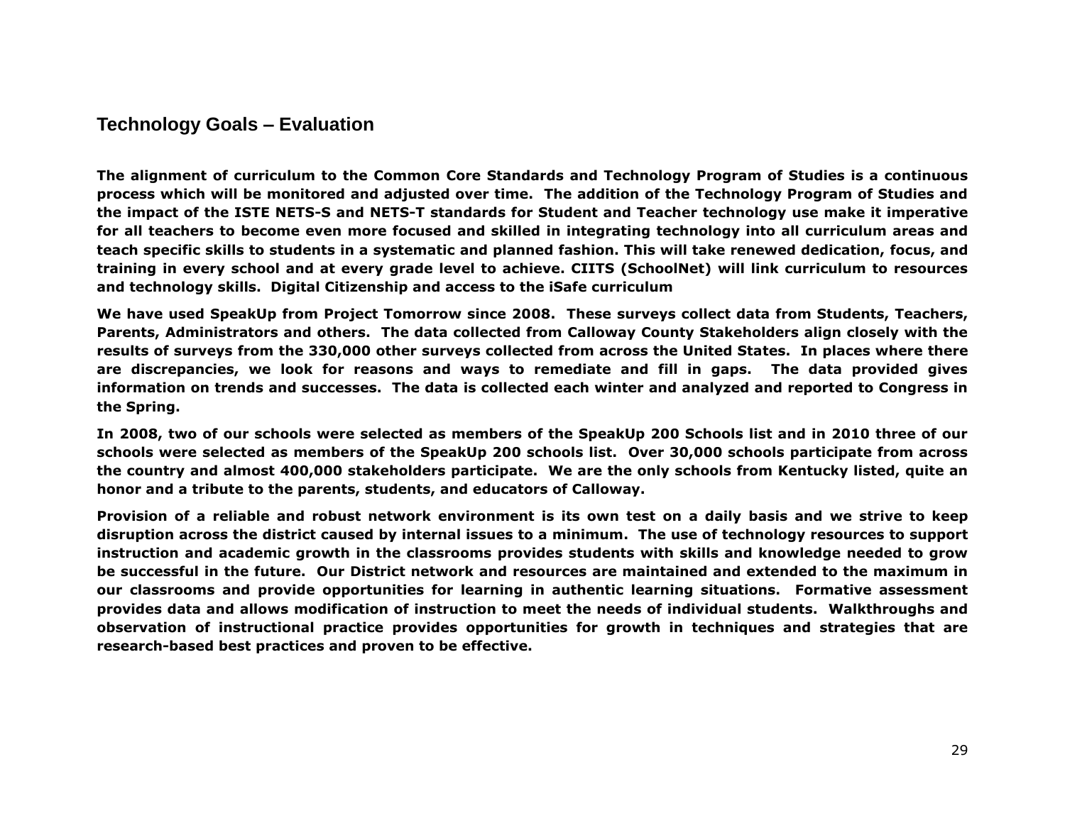## Technology Goals – Evaluation

**The alignment of curriculum to the Common Core Standards and Technology Program of Studies is a continuous process which will be monitored and adjusted over time. The addition of the Technology Program of Studies and the impact of the ISTE NETS-S and NETS-T standards for Student and Teacher technology use make it imperative for all teachers to become even more focused and skilled in integrating technology into all curriculum areas and teach specific skills to students in a systematic and planned fashion. This will take renewed dedication, focus, and training in every school and at every grade level to achieve. CIITS (SchoolNet) will link curriculum to resources and technology skills. Digital Citizenship and access to the iSafe curriculum**

**We have used SpeakUp from Project Tomorrow since 2008. These surveys collect data from Students, Teachers, Parents, Administrators and others. The data collected from Calloway County Stakeholders align closely with the results of surveys from the 330,000 other surveys collected from across the United States. In places where there are discrepancies, we look for reasons and ways to remediate and fill in gaps. The data provided gives information on trends and successes. The data is collected each winter and analyzed and reported to Congress in the Spring.**

**In 2008, two of our schools were selected as members of the SpeakUp 200 Schools list and in 2010 three of our schools were selected as members of the SpeakUp 200 schools list. Over 30,000 schools participate from across the country and almost 400,000 stakeholders participate. We are the only schools from Kentucky listed, quite an honor and a tribute to the parents, students, and educators of Calloway.**

**Provision of a reliable and robust network environment is its own test on a daily basis and we strive to keep disruption across the district caused by internal issues to a minimum. The use of technology resources to support instruction and academic growth in the classrooms provides students with skills and knowledge needed to grow be successful in the future. Our District network and resources are maintained and extended to the maximum in our classrooms and provide opportunities for learning in authentic learning situations. Formative assessment provides data and allows modification of instruction to meet the needs of individual students. Walkthroughs and observation of instructional practice provides opportunities for growth in techniques and strategies that are research-based best practices and proven to be effective.**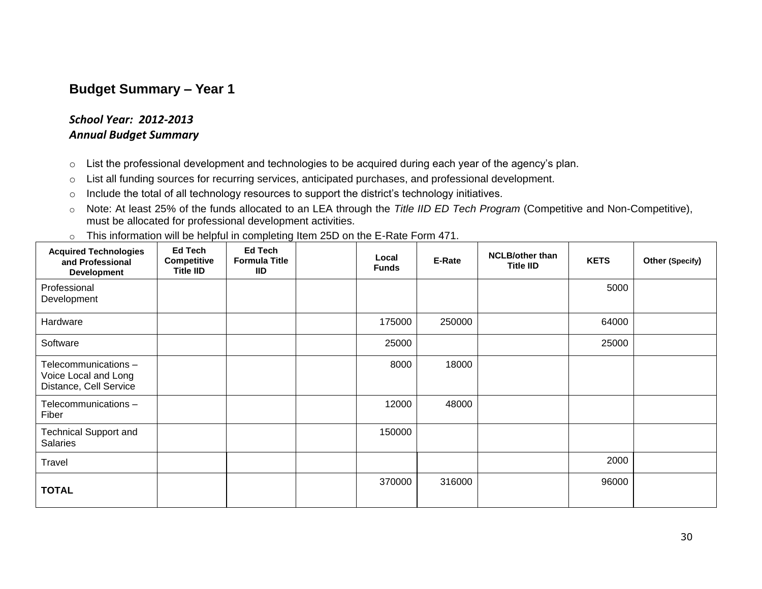## Budget Summary – Year 1

***School Year: 2012-2013***
***Annual Budget Summary***

- List the professional development and technologies to be acquired during each year of the agency's plan.
- List all funding sources for recurring services, anticipated purchases, and professional development.
- Include the total of all technology resources to support the district's technology initiatives.
- Note: At least 25% of the funds allocated to an LEA through the *Title IID ED Tech Program* (Competitive and Non-Competitive), must be allocated for professional development activities.
- This information will be helpful in completing Item 25D on the E-Rate Form 471.

| Acquired Technologies and Professional Development | Ed Tech Competitive Title IID | Ed Tech Formula Title IID | | Local Funds | E-Rate | NCLB/other than Title IID | KETS | Other (Specify) |
|---|---|---|---|---|---|---|---|---|
| Professional Development | | | | | | | 5000 | |
| Hardware | | | | 175000 | 250000 | | 64000 | |
| Software | | | | 25000 | | | 25000 | |
| Telecommunications – Voice Local and Long Distance, Cell Service | | | | 8000 | 18000 | | | |
| Telecommunications – Fiber | | | | 12000 | 48000 | | | |
| Technical Support and Salaries | | | | 150000 | | | | |
| Travel | | | | | | | 2000 | |
| **TOTAL** | | | | 370000 | 316000 | | 96000 | |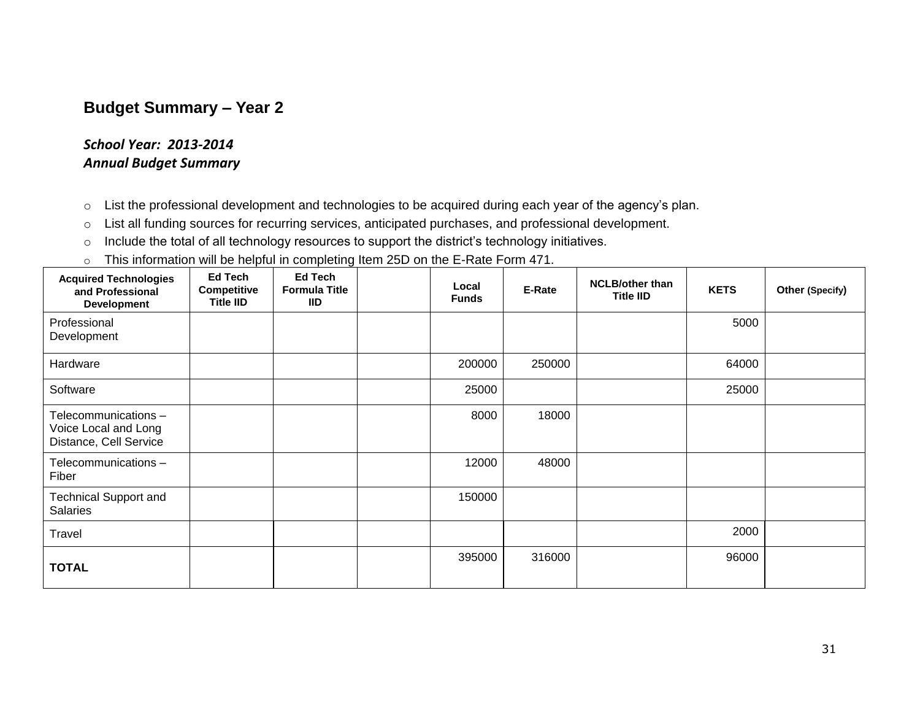## Budget Summary – Year 2

***School Year: 2013-2014***
***Annual Budget Summary***

- List the professional development and technologies to be acquired during each year of the agency's plan.
- List all funding sources for recurring services, anticipated purchases, and professional development.
- Include the total of all technology resources to support the district's technology initiatives.
- This information will be helpful in completing Item 25D on the E-Rate Form 471.

| Acquired Technologies and Professional Development | Ed Tech Competitive Title IID | Ed Tech Formula Title IID | | Local Funds | E-Rate | NCLB/other than Title IID | KETS | Other (Specify) |
|---|---|---|---|---|---|---|---|---|
| Professional Development | | | | | | | 5000 | |
| Hardware | | | | 200000 | 250000 | | 64000 | |
| Software | | | | 25000 | | | 25000 | |
| Telecommunications – Voice Local and Long Distance, Cell Service | | | | 8000 | 18000 | | | |
| Telecommunications – Fiber | | | | 12000 | 48000 | | | |
| Technical Support and Salaries | | | | 150000 | | | | |
| Travel | | | | | | | 2000 | |
| **TOTAL** | | | | 395000 | 316000 | | 96000 | |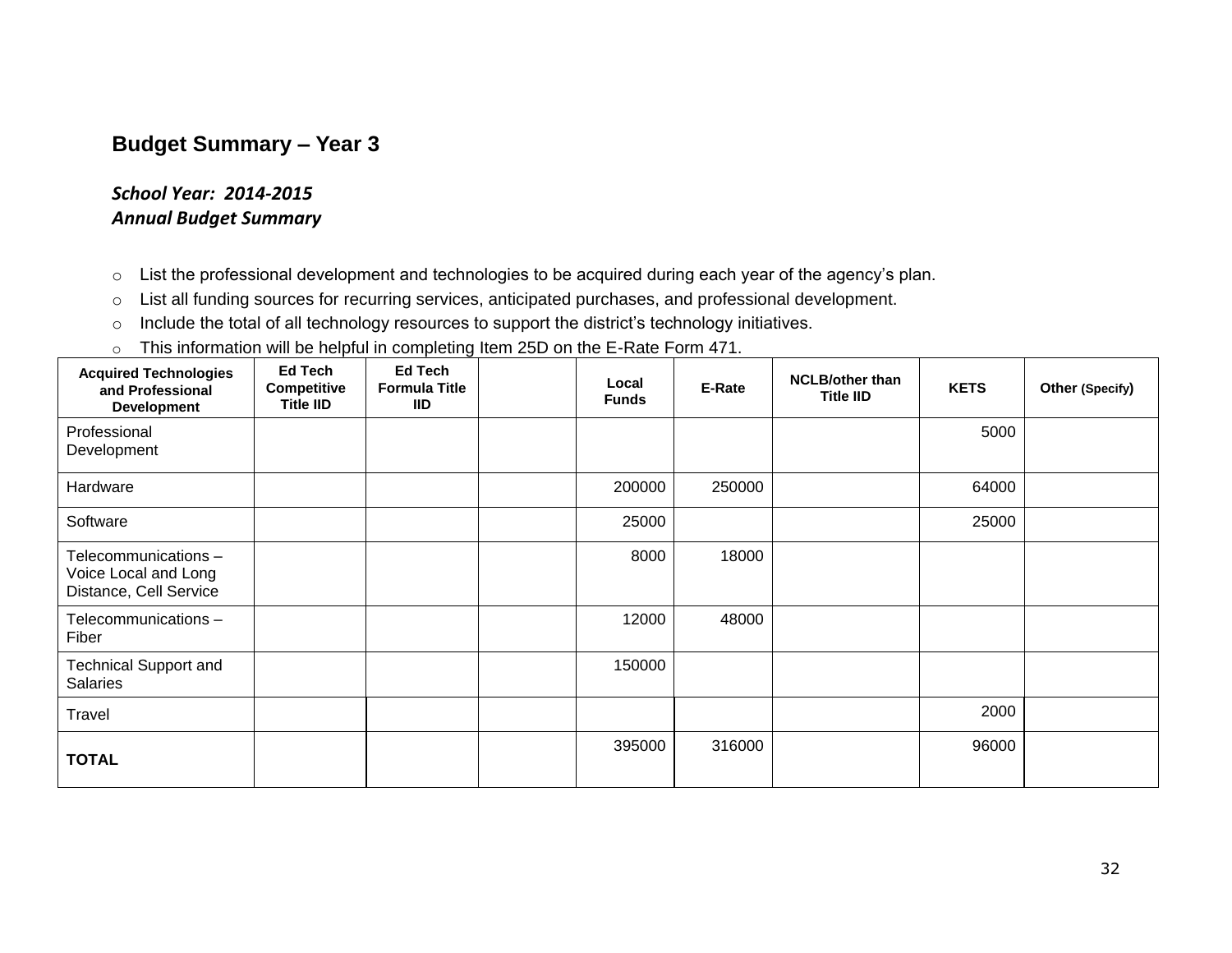## Budget Summary – Year 3

***School Year: 2014-2015***
***Annual Budget Summary***

- List the professional development and technologies to be acquired during each year of the agency's plan.
- List all funding sources for recurring services, anticipated purchases, and professional development.
- Include the total of all technology resources to support the district's technology initiatives.
- This information will be helpful in completing Item 25D on the E-Rate Form 471.

| Acquired Technologies and Professional Development | Ed Tech Competitive Title IID | Ed Tech Formula Title IID | | Local Funds | E-Rate | NCLB/other than Title IID | KETS | Other (Specify) |
|---|---|---|---|---|---|---|---|---|
| Professional Development | | | | | | | 5000 | |
| Hardware | | | | 200000 | 250000 | | 64000 | |
| Software | | | | 25000 | | | 25000 | |
| Telecommunications – Voice Local and Long Distance, Cell Service | | | | 8000 | 18000 | | | |
| Telecommunications – Fiber | | | | 12000 | 48000 | | | |
| Technical Support and Salaries | | | | 150000 | | | | |
| Travel | | | | | | | 2000 | |
| **TOTAL** | | | | 395000 | 316000 | | 96000 | |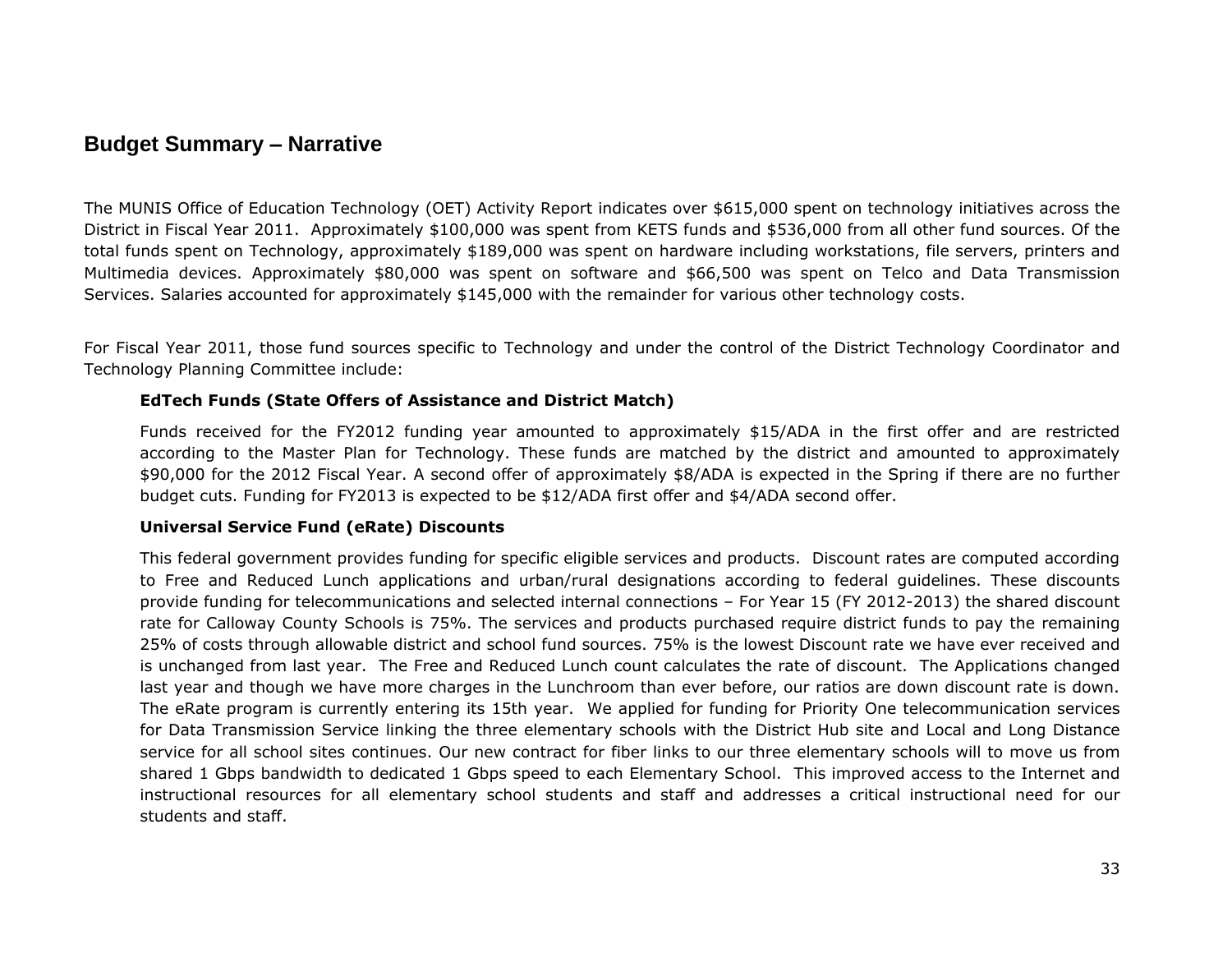## Budget Summary – Narrative

The MUNIS Office of Education Technology (OET) Activity Report indicates over $615,000 spent on technology initiatives across the District in Fiscal Year 2011. Approximately $100,000 was spent from KETS funds and $536,000 from all other fund sources. Of the total funds spent on Technology, approximately $189,000 was spent on hardware including workstations, file servers, printers and Multimedia devices. Approximately $80,000 was spent on software and $66,500 was spent on Telco and Data Transmission Services. Salaries accounted for approximately $145,000 with the remainder for various other technology costs.

For Fiscal Year 2011, those fund sources specific to Technology and under the control of the District Technology Coordinator and Technology Planning Committee include:

**EdTech Funds (State Offers of Assistance and District Match)**

Funds received for the FY2012 funding year amounted to approximately $15/ADA in the first offer and are restricted according to the Master Plan for Technology. These funds are matched by the district and amounted to approximately $90,000 for the 2012 Fiscal Year. A second offer of approximately $8/ADA is expected in the Spring if there are no further budget cuts. Funding for FY2013 is expected to be $12/ADA first offer and $4/ADA second offer.

**Universal Service Fund (eRate) Discounts**

This federal government provides funding for specific eligible services and products. Discount rates are computed according to Free and Reduced Lunch applications and urban/rural designations according to federal guidelines. These discounts provide funding for telecommunications and selected internal connections – For Year 15 (FY 2012-2013) the shared discount rate for Calloway County Schools is 75%. The services and products purchased require district funds to pay the remaining 25% of costs through allowable district and school fund sources. 75% is the lowest Discount rate we have ever received and is unchanged from last year. The Free and Reduced Lunch count calculates the rate of discount. The Applications changed last year and though we have more charges in the Lunchroom than ever before, our ratios are down discount rate is down. The eRate program is currently entering its 15th year. We applied for funding for Priority One telecommunication services for Data Transmission Service linking the three elementary schools with the District Hub site and Local and Long Distance service for all school sites continues. Our new contract for fiber links to our three elementary schools will to move us from shared 1 Gbps bandwidth to dedicated 1 Gbps speed to each Elementary School. This improved access to the Internet and instructional resources for all elementary school students and staff and addresses a critical instructional need for our students and staff.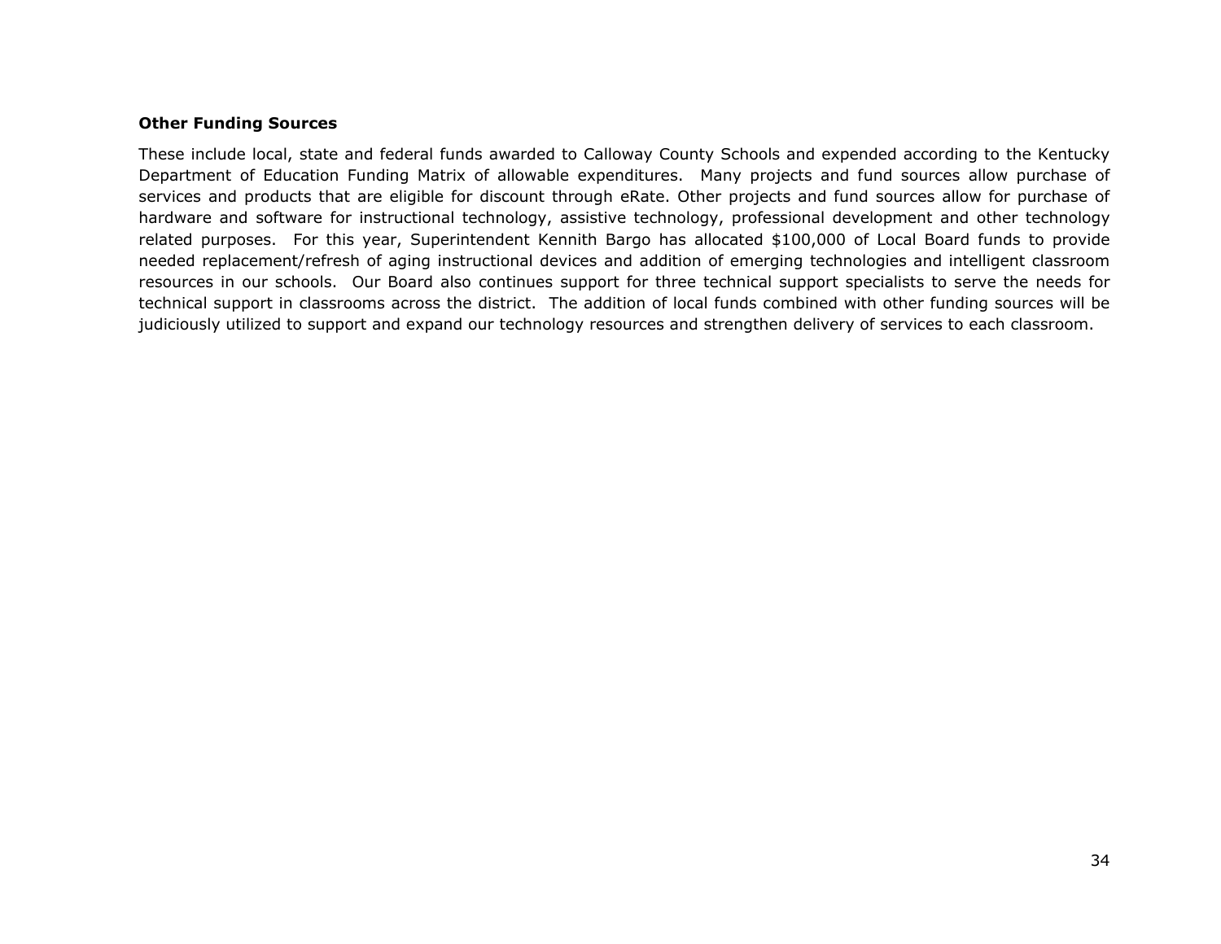**Other Funding Sources**

These include local, state and federal funds awarded to Calloway County Schools and expended according to the Kentucky Department of Education Funding Matrix of allowable expenditures. Many projects and fund sources allow purchase of services and products that are eligible for discount through eRate. Other projects and fund sources allow for purchase of hardware and software for instructional technology, assistive technology, professional development and other technology related purposes. For this year, Superintendent Kennith Bargo has allocated $100,000 of Local Board funds to provide needed replacement/refresh of aging instructional devices and addition of emerging technologies and intelligent classroom resources in our schools. Our Board also continues support for three technical support specialists to serve the needs for technical support in classrooms across the district. The addition of local funds combined with other funding sources will be judiciously utilized to support and expand our technology resources and strengthen delivery of services to each classroom.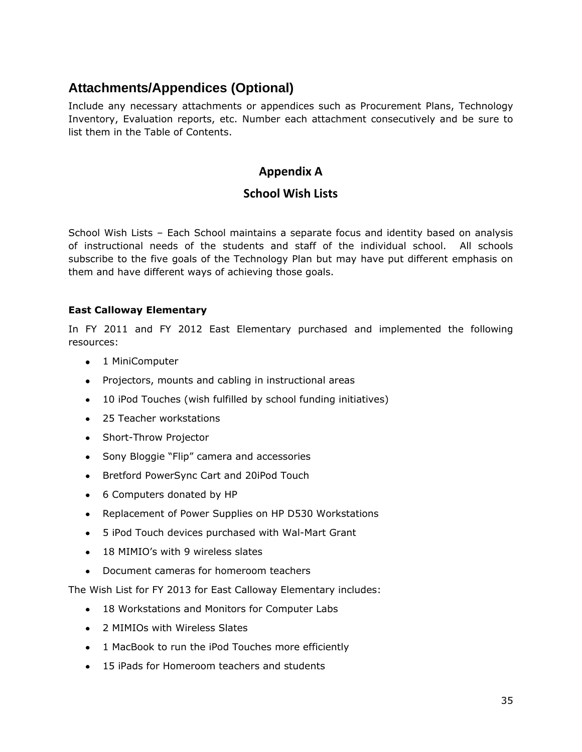## Attachments/Appendices (Optional)

Include any necessary attachments or appendices such as Procurement Plans, Technology Inventory, Evaluation reports, etc. Number each attachment consecutively and be sure to list them in the Table of Contents.

# Appendix A

## School Wish Lists

School Wish Lists – Each School maintains a separate focus and identity based on analysis of instructional needs of the students and staff of the individual school. All schools subscribe to the five goals of the Technology Plan but may have put different emphasis on them and have different ways of achieving those goals.

**East Calloway Elementary**

In FY 2011 and FY 2012 East Elementary purchased and implemented the following resources:

- 1 MiniComputer
- Projectors, mounts and cabling in instructional areas
- 10 iPod Touches (wish fulfilled by school funding initiatives)
- 25 Teacher workstations
- Short-Throw Projector
- Sony Bloggie "Flip" camera and accessories
- Bretford PowerSync Cart and 20iPod Touch
- 6 Computers donated by HP
- Replacement of Power Supplies on HP D530 Workstations
- 5 iPod Touch devices purchased with Wal-Mart Grant
- 18 MIMIO's with 9 wireless slates
- Document cameras for homeroom teachers

The Wish List for FY 2013 for East Calloway Elementary includes:

- 18 Workstations and Monitors for Computer Labs
- 2 MIMIOs with Wireless Slates
- 1 MacBook to run the iPod Touches more efficiently
- 15 iPads for Homeroom teachers and students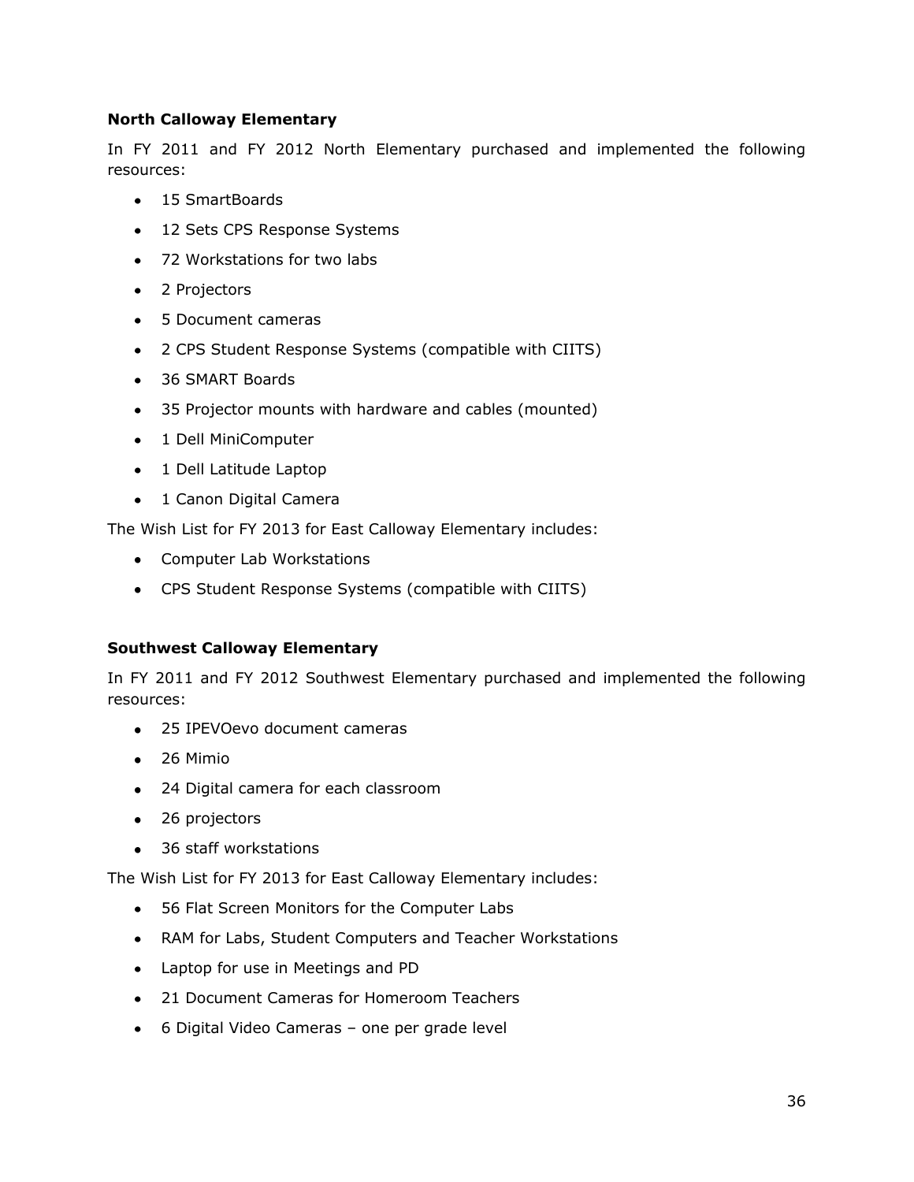**North Calloway Elementary**

In FY 2011 and FY 2012 North Elementary purchased and implemented the following resources:

- 15 SmartBoards
- 12 Sets CPS Response Systems
- 72 Workstations for two labs
- 2 Projectors
- 5 Document cameras
- 2 CPS Student Response Systems (compatible with CIITS)
- 36 SMART Boards
- 35 Projector mounts with hardware and cables (mounted)
- 1 Dell MiniComputer
- 1 Dell Latitude Laptop
- 1 Canon Digital Camera

The Wish List for FY 2013 for East Calloway Elementary includes:

- Computer Lab Workstations
- CPS Student Response Systems (compatible with CIITS)

**Southwest Calloway Elementary**

In FY 2011 and FY 2012 Southwest Elementary purchased and implemented the following resources:

- 25 IPEVOevo document cameras
- 26 Mimio
- 24 Digital camera for each classroom
- 26 projectors
- 36 staff workstations

The Wish List for FY 2013 for East Calloway Elementary includes:

- 56 Flat Screen Monitors for the Computer Labs
- RAM for Labs, Student Computers and Teacher Workstations
- Laptop for use in Meetings and PD
- 21 Document Cameras for Homeroom Teachers
- 6 Digital Video Cameras – one per grade level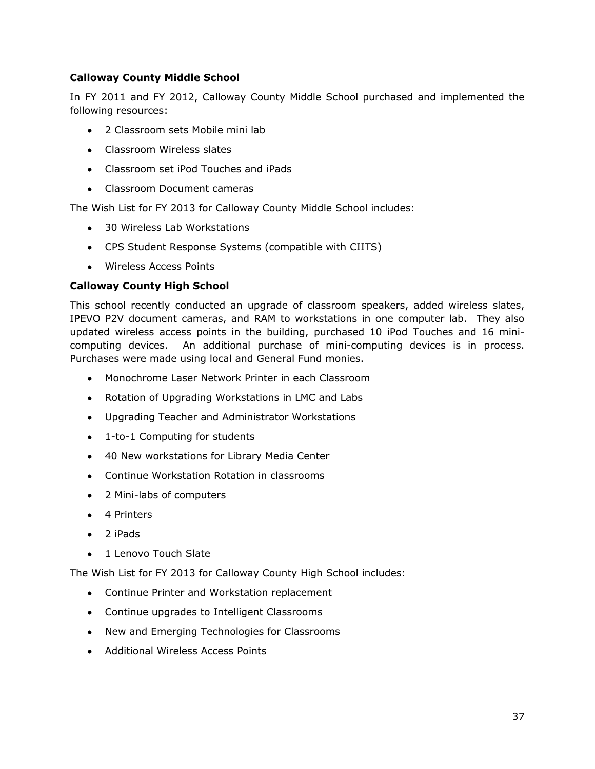**Calloway County Middle School**

In FY 2011 and FY 2012, Calloway County Middle School purchased and implemented the following resources:

- 2 Classroom sets Mobile mini lab
- Classroom Wireless slates
- Classroom set iPod Touches and iPads
- Classroom Document cameras

The Wish List for FY 2013 for Calloway County Middle School includes:

- 30 Wireless Lab Workstations
- CPS Student Response Systems (compatible with CIITS)
- Wireless Access Points

**Calloway County High School**

This school recently conducted an upgrade of classroom speakers, added wireless slates, IPEVO P2V document cameras, and RAM to workstations in one computer lab. They also updated wireless access points in the building, purchased 10 iPod Touches and 16 mini-computing devices. An additional purchase of mini-computing devices is in process. Purchases were made using local and General Fund monies.

- Monochrome Laser Network Printer in each Classroom
- Rotation of Upgrading Workstations in LMC and Labs
- Upgrading Teacher and Administrator Workstations
- 1-to-1 Computing for students
- 40 New workstations for Library Media Center
- Continue Workstation Rotation in classrooms
- 2 Mini-labs of computers
- 4 Printers
- 2 iPads
- 1 Lenovo Touch Slate

The Wish List for FY 2013 for Calloway County High School includes:

- Continue Printer and Workstation replacement
- Continue upgrades to Intelligent Classrooms
- New and Emerging Technologies for Classrooms
- Additional Wireless Access Points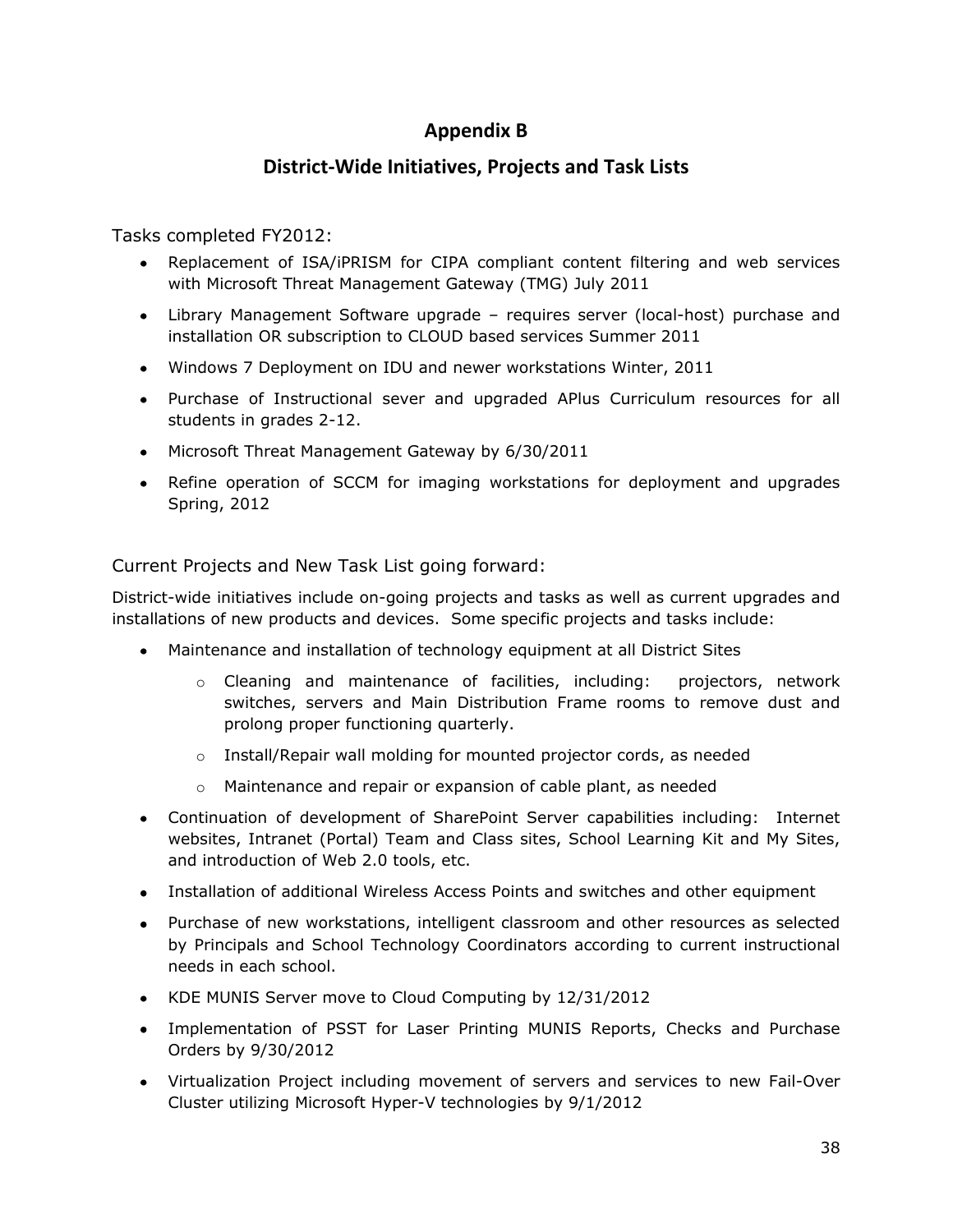# Appendix B

## District-Wide Initiatives, Projects and Task Lists

Tasks completed FY2012:

- Replacement of ISA/iPRISM for CIPA compliant content filtering and web services with Microsoft Threat Management Gateway (TMG) July 2011
- Library Management Software upgrade – requires server (local-host) purchase and installation OR subscription to CLOUD based services Summer 2011
- Windows 7 Deployment on IDU and newer workstations Winter, 2011
- Purchase of Instructional sever and upgraded APlus Curriculum resources for all students in grades 2-12.
- Microsoft Threat Management Gateway by 6/30/2011
- Refine operation of SCCM for imaging workstations for deployment and upgrades Spring, 2012

Current Projects and New Task List going forward:

District-wide initiatives include on-going projects and tasks as well as current upgrades and installations of new products and devices. Some specific projects and tasks include:

- Maintenance and installation of technology equipment at all District Sites
    - Cleaning and maintenance of facilities, including: projectors, network switches, servers and Main Distribution Frame rooms to remove dust and prolong proper functioning quarterly.
    - Install/Repair wall molding for mounted projector cords, as needed
    - Maintenance and repair or expansion of cable plant, as needed
- Continuation of development of SharePoint Server capabilities including: Internet websites, Intranet (Portal) Team and Class sites, School Learning Kit and My Sites, and introduction of Web 2.0 tools, etc.
- Installation of additional Wireless Access Points and switches and other equipment
- Purchase of new workstations, intelligent classroom and other resources as selected by Principals and School Technology Coordinators according to current instructional needs in each school.
- KDE MUNIS Server move to Cloud Computing by 12/31/2012
- Implementation of PSST for Laser Printing MUNIS Reports, Checks and Purchase Orders by 9/30/2012
- Virtualization Project including movement of servers and services to new Fail-Over Cluster utilizing Microsoft Hyper-V technologies by 9/1/2012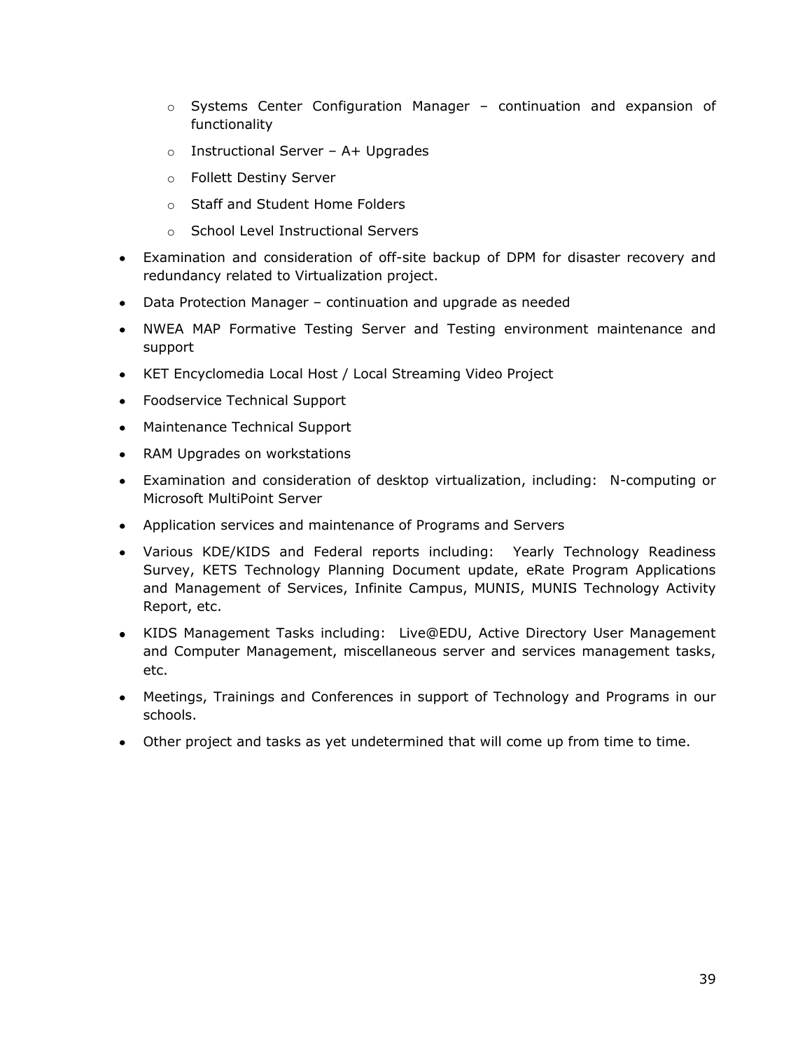- Systems Center Configuration Manager – continuation and expansion of functionality
  - Instructional Server – A+ Upgrades
  - Follett Destiny Server
  - Staff and Student Home Folders
  - School Level Instructional Servers
- Examination and consideration of off-site backup of DPM for disaster recovery and redundancy related to Virtualization project.
- Data Protection Manager – continuation and upgrade as needed
- NWEA MAP Formative Testing Server and Testing environment maintenance and support
- KET Encyclomedia Local Host / Local Streaming Video Project
- Foodservice Technical Support
- Maintenance Technical Support
- RAM Upgrades on workstations
- Examination and consideration of desktop virtualization, including: N-computing or Microsoft MultiPoint Server
- Application services and maintenance of Programs and Servers
- Various KDE/KIDS and Federal reports including: Yearly Technology Readiness Survey, KETS Technology Planning Document update, eRate Program Applications and Management of Services, Infinite Campus, MUNIS, MUNIS Technology Activity Report, etc.
- KIDS Management Tasks including: Live@EDU, Active Directory User Management and Computer Management, miscellaneous server and services management tasks, etc.
- Meetings, Trainings and Conferences in support of Technology and Programs in our schools.
- Other project and tasks as yet undetermined that will come up from time to time.